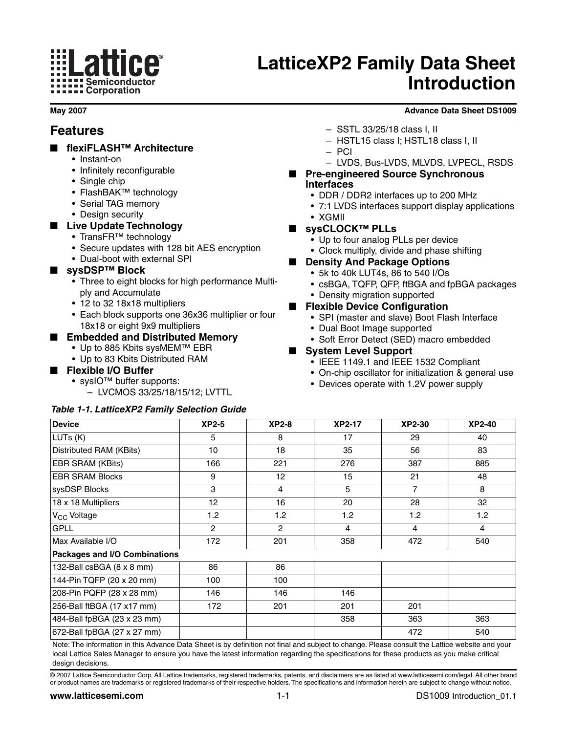# LatticeXP2 Family Data Sheet Introduction

May 2007

Advance Data Sheet DS1009

## Features

- **flexiFLASH™ Architecture**
  - Instant-on
  - Infinitely reconfigurable
  - Single chip
  - FlashBAK™ technology
  - Serial TAG memory
  - Design security
- **Live Update Technology**
  - TransFR™ technology
  - Secure updates with 128 bit AES encryption
  - Dual-boot with external SPI
- **sysDSP™ Block**
  - Three to eight blocks for high performance Multiply and Accumulate
  - 12 to 32 18x18 multipliers
  - Each block supports one 36x36 multiplier or four 18x18 or eight 9x9 multipliers
- **Embedded and Distributed Memory**
  - Up to 885 Kbits sysMEM™ EBR
  - Up to 83 Kbits Distributed RAM
- **Flexible I/O Buffer**
  - sysIO™ buffer supports:
    - LVCMOS 33/25/18/15/12; LVTTL
    - SSTL 33/25/18 class I, II
    - HSTL15 class I; HSTL18 class I, II
    - PCI
    - LVDS, Bus-LVDS, MLVDS, LVPECL, RSDS
- **Pre-engineered Source Synchronous Interfaces**
  - DDR / DDR2 interfaces up to 200 MHz
  - 7:1 LVDS interfaces support display applications
  - XGMII
- **sysCLOCK™ PLLs**
  - Up to four analog PLLs per device
  - Clock multiply, divide and phase shifting
- **Density And Package Options**
  - 5k to 40k LUT4s, 86 to 540 I/Os
  - csBGA, TQFP, QFP, ftBGA and fpBGA packages
  - Density migration supported
- **Flexible Device Configuration**
  - SPI (master and slave) Boot Flash Interface
  - Dual Boot Image supported
  - Soft Error Detect (SED) macro embedded
- **System Level Support**
  - IEEE 1149.1 and IEEE 1532 Compliant
  - On-chip oscillator for initialization & general use
  - Devices operate with 1.2V power supply

*Table 1-1. LatticeXP2 Family Selection Guide*

| Device | XP2-5 | XP2-8 | XP2-17 | XP2-30 | XP2-40 |
|---|---|---|---|---|---|
| LUTs (K) | 5 | 8 | 17 | 29 | 40 |
| Distributed RAM (KBits) | 10 | 18 | 35 | 56 | 83 |
| EBR SRAM (KBits) | 166 | 221 | 276 | 387 | 885 |
| EBR SRAM Blocks | 9 | 12 | 15 | 21 | 48 |
| sysDSP Blocks | 3 | 4 | 5 | 7 | 8 |
| 18 x 18 Multipliers | 12 | 16 | 20 | 28 | 32 |
| $V_{CC}$ Voltage | 1.2 | 1.2 | 1.2 | 1.2 | 1.2 |
| GPLL | 2 | 2 | 4 | 4 | 4 |
| Max Available I/O | 172 | 201 | 358 | 472 | 540 |
| **Packages and I/O Combinations** | | | | | |
| 132-Ball csBGA (8 x 8 mm) | 86 | 86 | | | |
| 144-Pin TQFP (20 x 20 mm) | 100 | 100 | | | |
| 208-Pin PQFP (28 x 28 mm) | 146 | 146 | 146 | | |
| 256-Ball ftBGA (17 x17 mm) | 172 | 201 | 201 | 201 | |
| 484-Ball fpBGA (23 x 23 mm) | | | 358 | 363 | 363 |
| 672-Ball fpBGA (27 x 27 mm) | | | | 472 | 540 |

Note: The information in this Advance Data Sheet is by definition not final and subject to change. Please consult the Lattice website and your local Lattice Sales Manager to ensure you have the latest information regarding the specifications for these products as you make critical design decisions.

© 2007 Lattice Semiconductor Corp. All Lattice trademarks, registered trademarks, patents, and disclaimers are as listed at www.latticesemi.com/legal. All other brand or product names are trademarks or registered trademarks of their respective holders. The specifications and information herein are subject to change without notice.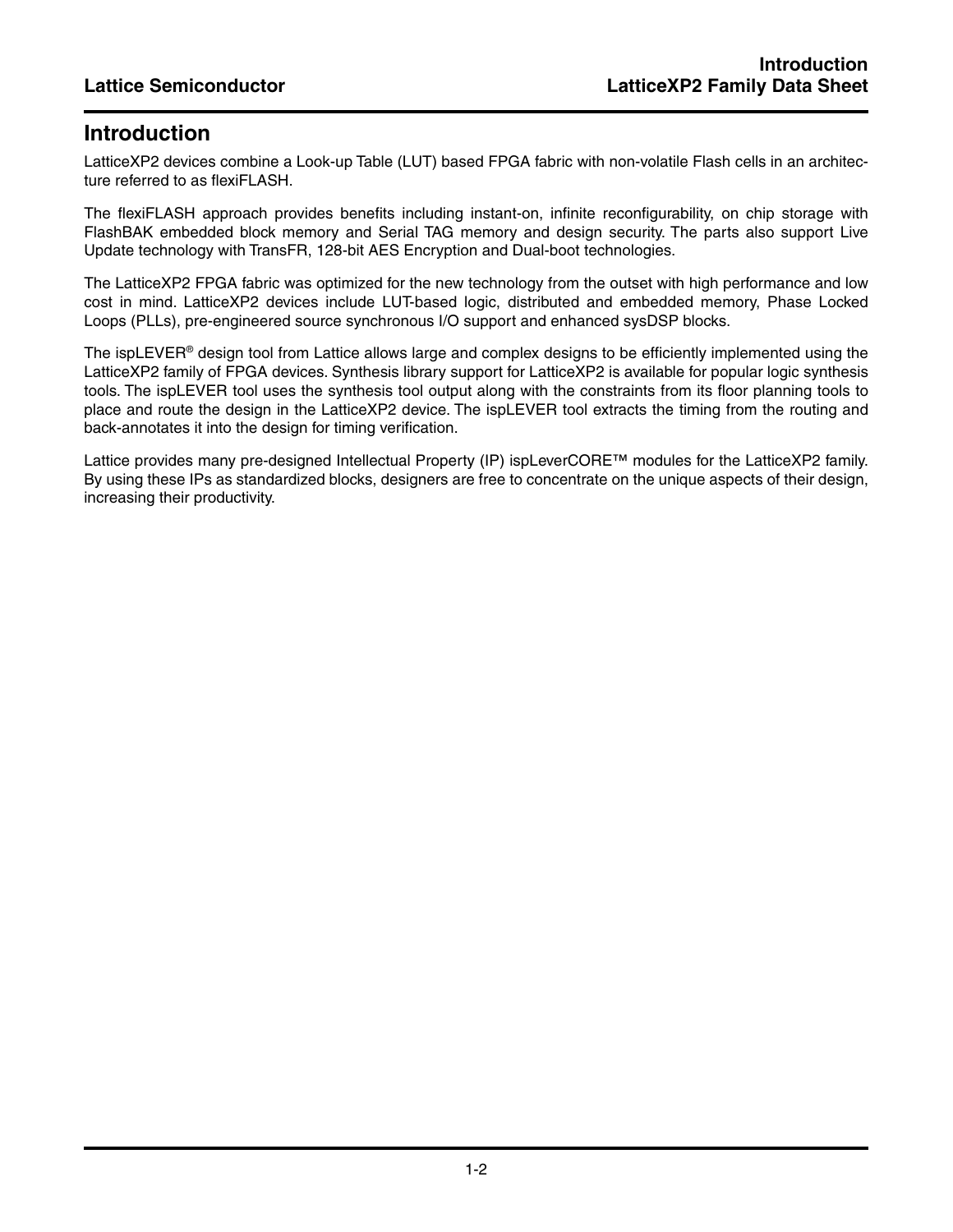# Introduction

LatticeXP2 devices combine a Look-up Table (LUT) based FPGA fabric with non-volatile Flash cells in an architecture referred to as flexiFLASH.

The flexiFLASH approach provides benefits including instant-on, infinite reconfigurability, on chip storage with FlashBAK embedded block memory and Serial TAG memory and design security. The parts also support Live Update technology with TransFR, 128-bit AES Encryption and Dual-boot technologies.

The LatticeXP2 FPGA fabric was optimized for the new technology from the outset with high performance and low cost in mind. LatticeXP2 devices include LUT-based logic, distributed and embedded memory, Phase Locked Loops (PLLs), pre-engineered source synchronous I/O support and enhanced sysDSP blocks.

The ispLEVER® design tool from Lattice allows large and complex designs to be efficiently implemented using the LatticeXP2 family of FPGA devices. Synthesis library support for LatticeXP2 is available for popular logic synthesis tools. The ispLEVER tool uses the synthesis tool output along with the constraints from its floor planning tools to place and route the design in the LatticeXP2 device. The ispLEVER tool extracts the timing from the routing and back-annotates it into the design for timing verification.

Lattice provides many pre-designed Intellectual Property (IP) ispLeverCORE™ modules for the LatticeXP2 family. By using these IPs as standardized blocks, designers are free to concentrate on the unique aspects of their design, increasing their productivity.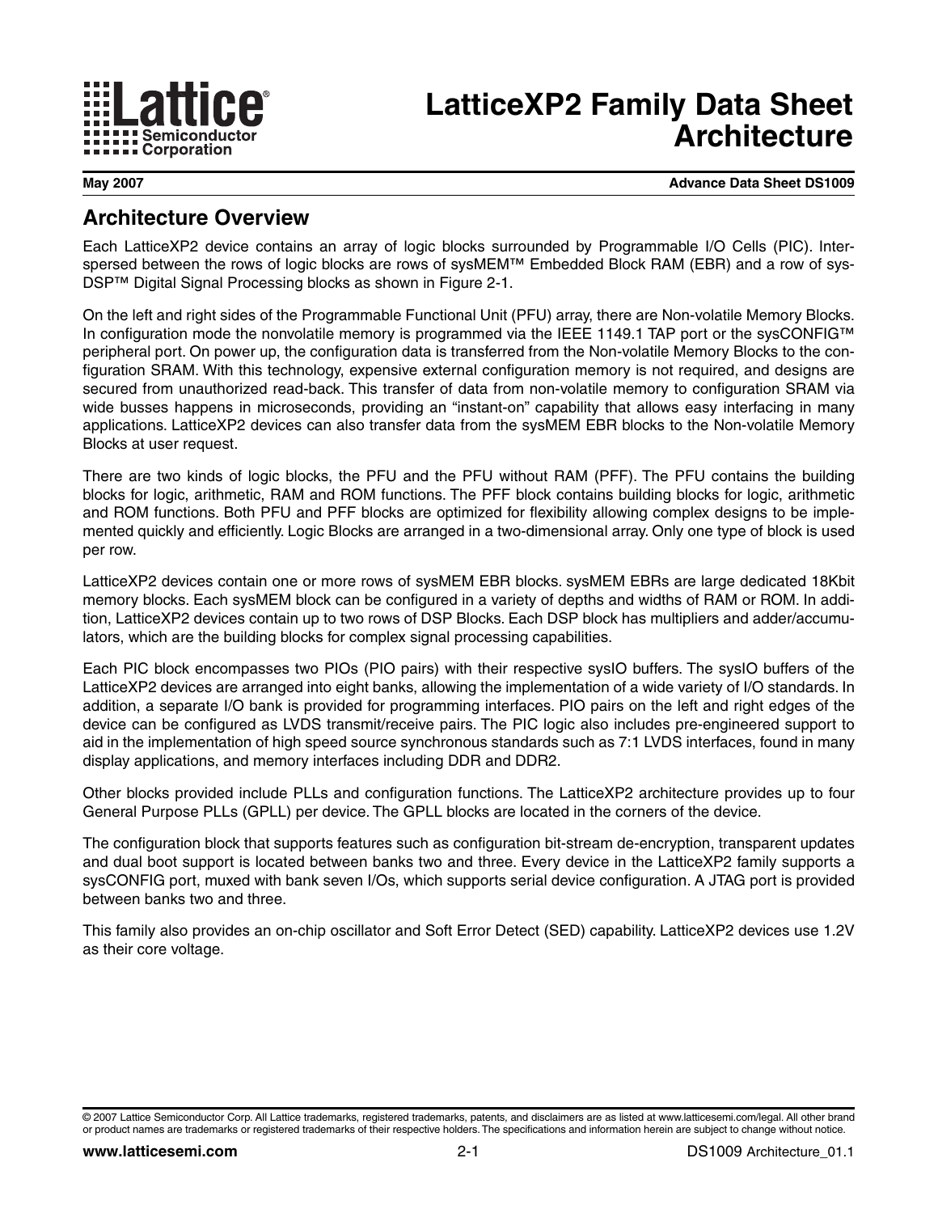# LatticeXP2 Family Data Sheet Architecture

May 2007 **Advance Data Sheet DS1009**

## Architecture Overview

Each LatticeXP2 device contains an array of logic blocks surrounded by Programmable I/O Cells (PIC). Interspersed between the rows of logic blocks are rows of sysMEM™ Embedded Block RAM (EBR) and a row of sysDSP™ Digital Signal Processing blocks as shown in Figure 2-1.

On the left and right sides of the Programmable Functional Unit (PFU) array, there are Non-volatile Memory Blocks. In configuration mode the nonvolatile memory is programmed via the IEEE 1149.1 TAP port or the sysCONFIG™ peripheral port. On power up, the configuration data is transferred from the Non-volatile Memory Blocks to the configuration SRAM. With this technology, expensive external configuration memory is not required, and designs are secured from unauthorized read-back. This transfer of data from non-volatile memory to configuration SRAM via wide busses happens in microseconds, providing an "instant-on" capability that allows easy interfacing in many applications. LatticeXP2 devices can also transfer data from the sysMEM EBR blocks to the Non-volatile Memory Blocks at user request.

There are two kinds of logic blocks, the PFU and the PFU without RAM (PFF). The PFU contains the building blocks for logic, arithmetic, RAM and ROM functions. The PFF block contains building blocks for logic, arithmetic and ROM functions. Both PFU and PFF blocks are optimized for flexibility allowing complex designs to be implemented quickly and efficiently. Logic Blocks are arranged in a two-dimensional array. Only one type of block is used per row.

LatticeXP2 devices contain one or more rows of sysMEM EBR blocks. sysMEM EBRs are large dedicated 18Kbit memory blocks. Each sysMEM block can be configured in a variety of depths and widths of RAM or ROM. In addition, LatticeXP2 devices contain up to two rows of DSP Blocks. Each DSP block has multipliers and adder/accumulators, which are the building blocks for complex signal processing capabilities.

Each PIC block encompasses two PIOs (PIO pairs) with their respective sysIO buffers. The sysIO buffers of the LatticeXP2 devices are arranged into eight banks, allowing the implementation of a wide variety of I/O standards. In addition, a separate I/O bank is provided for programming interfaces. PIO pairs on the left and right edges of the device can be configured as LVDS transmit/receive pairs. The PIC logic also includes pre-engineered support to aid in the implementation of high speed source synchronous standards such as 7:1 LVDS interfaces, found in many display applications, and memory interfaces including DDR and DDR2.

Other blocks provided include PLLs and configuration functions. The LatticeXP2 architecture provides up to four General Purpose PLLs (GPLL) per device. The GPLL blocks are located in the corners of the device.

The configuration block that supports features such as configuration bit-stream de-encryption, transparent updates and dual boot support is located between banks two and three. Every device in the LatticeXP2 family supports a sysCONFIG port, muxed with bank seven I/Os, which supports serial device configuration. A JTAG port is provided between banks two and three.

This family also provides an on-chip oscillator and Soft Error Detect (SED) capability. LatticeXP2 devices use 1.2V as their core voltage.

© 2007 Lattice Semiconductor Corp. All Lattice trademarks, registered trademarks, patents, and disclaimers are as listed at www.latticesemi.com/legal. All other brand or product names are trademarks or registered trademarks of their respective holders. The specifications and information herein are subject to change without notice.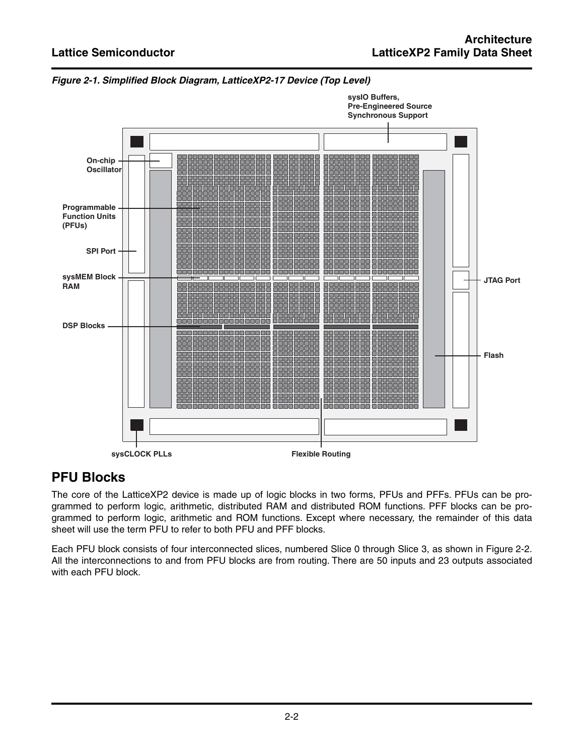*Figure 2-1. Simplified Block Diagram, LatticeXP2-17 Device (Top Level)*

## PFU Blocks

The core of the LatticeXP2 device is made up of logic blocks in two forms, PFUs and PFFs. PFUs can be programmed to perform logic, arithmetic, distributed RAM and distributed ROM functions. PFF blocks can be programmed to perform logic, arithmetic and ROM functions. Except where necessary, the remainder of this data sheet will use the term PFU to refer to both PFU and PFF blocks.

Each PFU block consists of four interconnected slices, numbered Slice 0 through Slice 3, as shown in Figure 2-2. All the interconnections to and from PFU blocks are from routing. There are 50 inputs and 23 outputs associated with each PFU block.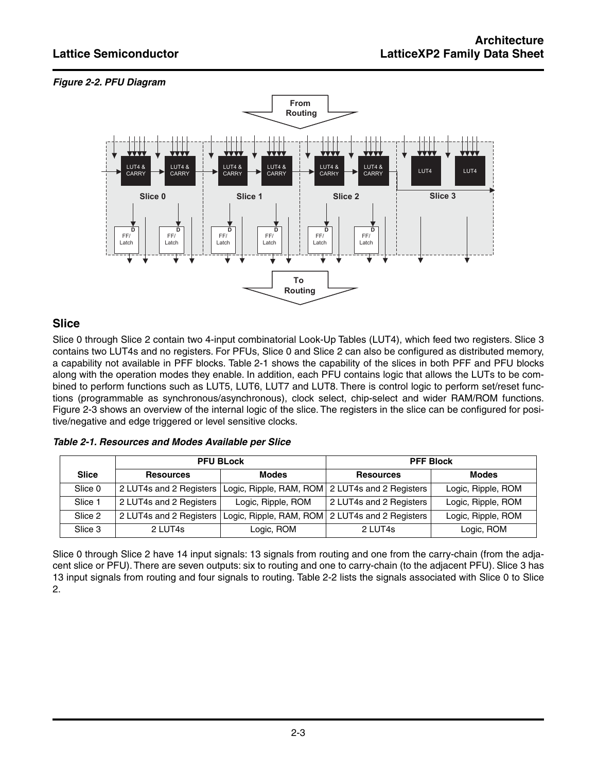*Figure 2-2. PFU Diagram*

## Slice

Slice 0 through Slice 2 contain two 4-input combinatorial Look-Up Tables (LUT4), which feed two registers. Slice 3 contains two LUT4s and no registers. For PFUs, Slice 0 and Slice 2 can also be configured as distributed memory, a capability not available in PFF blocks. Table 2-1 shows the capability of the slices in both PFF and PFU blocks along with the operation modes they enable. In addition, each PFU contains logic that allows the LUTs to be combined to perform functions such as LUT5, LUT6, LUT7 and LUT8. There is control logic to perform set/reset functions (programmable as synchronous/asynchronous), clock select, chip-select and wider RAM/ROM functions. Figure 2-3 shows an overview of the internal logic of the slice. The registers in the slice can be configured for positive/negative and edge triggered or level sensitive clocks.

*Table 2-1. Resources and Modes Available per Slice*

| | PFU BLock | | PFF Block | |
|---|---|---|---|---|
| **Slice** | **Resources** | **Modes** | **Resources** | **Modes** |
| Slice 0 | 2 LUT4s and 2 Registers | Logic, Ripple, RAM, ROM | 2 LUT4s and 2 Registers | Logic, Ripple, ROM |
| Slice 1 | 2 LUT4s and 2 Registers | Logic, Ripple, ROM | 2 LUT4s and 2 Registers | Logic, Ripple, ROM |
| Slice 2 | 2 LUT4s and 2 Registers | Logic, Ripple, RAM, ROM | 2 LUT4s and 2 Registers | Logic, Ripple, ROM |
| Slice 3 | 2 LUT4s | Logic, ROM | 2 LUT4s | Logic, ROM |

Slice 0 through Slice 2 have 14 input signals: 13 signals from routing and one from the carry-chain (from the adjacent slice or PFU). There are seven outputs: six to routing and one to carry-chain (to the adjacent PFU). Slice 3 has 13 input signals from routing and four signals to routing. Table 2-2 lists the signals associated with Slice 0 to Slice 2.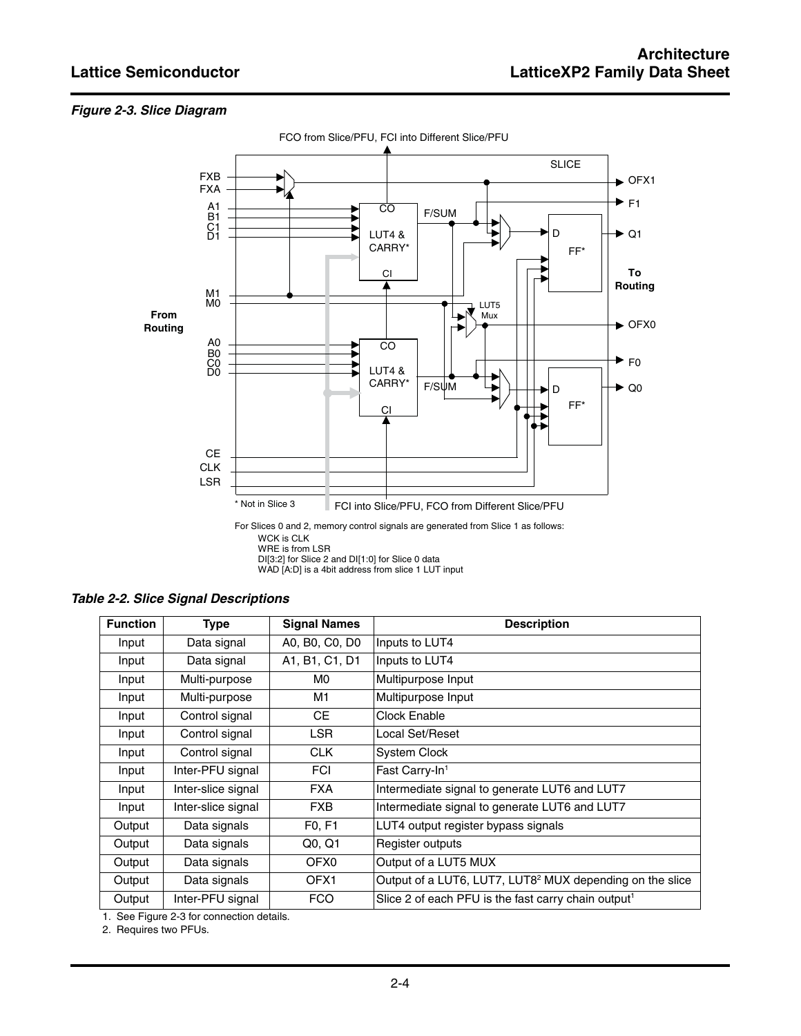*Figure 2-3. Slice Diagram*

* Not in Slice 3

For Slices 0 and 2, memory control signals are generated from Slice 1 as follows:
- WCK is CLK
- WRE is from LSR
- DI[3:2] for Slice 2 and DI[1:0] for Slice 0 data
- WAD [A:D] is a 4bit address from slice 1 LUT input

*Table 2-2. Slice Signal Descriptions*

| Function | Type | Signal Names | Description |
|---|---|---|---|
| Input | Data signal | A0, B0, C0, D0 | Inputs to LUT4 |
| Input | Data signal | A1, B1, C1, D1 | Inputs to LUT4 |
| Input | Multi-purpose | M0 | Multipurpose Input |
| Input | Multi-purpose | M1 | Multipurpose Input |
| Input | Control signal | CE | Clock Enable |
| Input | Control signal | LSR | Local Set/Reset |
| Input | Control signal | CLK | System Clock |
| Input | Inter-PFU signal | FCI | Fast Carry-In[1] |
| Input | Inter-slice signal | FXA | Intermediate signal to generate LUT6 and LUT7 |
| Input | Inter-slice signal | FXB | Intermediate signal to generate LUT6 and LUT7 |
| Output | Data signals | F0, F1 | LUT4 output register bypass signals |
| Output | Data signals | Q0, Q1 | Register outputs |
| Output | Data signals | OFX0 | Output of a LUT5 MUX |
| Output | Data signals | OFX1 | Output of a LUT6, LUT7, LUT8[2] MUX depending on the slice |
| Output | Inter-PFU signal | FCO | Slice 2 of each PFU is the fast carry chain output[1] |

1. See Figure 2-3 for connection details.
2. Requires two PFUs.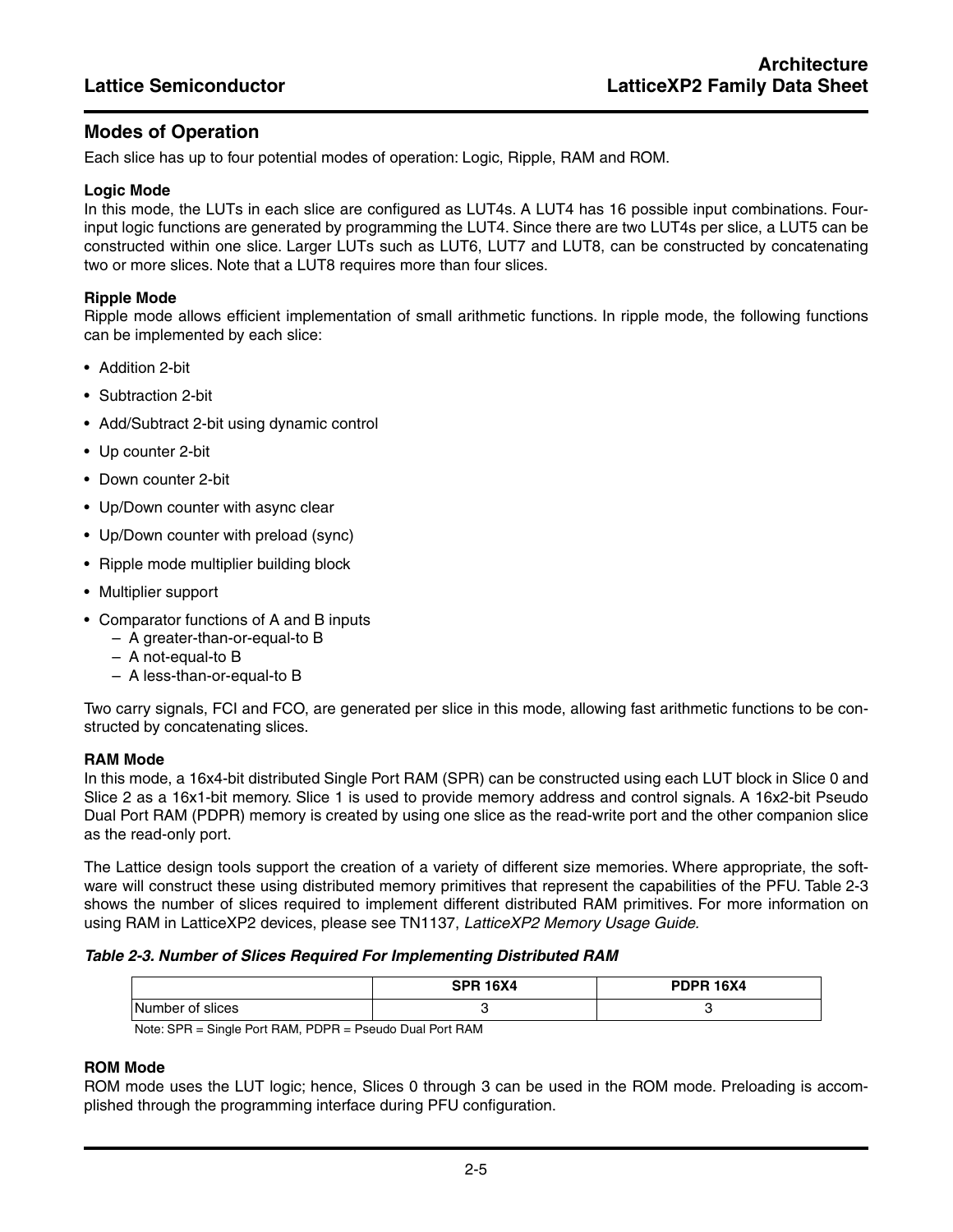## Modes of Operation

Each slice has up to four potential modes of operation: Logic, Ripple, RAM and ROM.

### Logic Mode

In this mode, the LUTs in each slice are configured as LUT4s. A LUT4 has 16 possible input combinations. Four-input logic functions are generated by programming the LUT4. Since there are two LUT4s per slice, a LUT5 can be constructed within one slice. Larger LUTs such as LUT6, LUT7 and LUT8, can be constructed by concatenating two or more slices. Note that a LUT8 requires more than four slices.

### Ripple Mode

Ripple mode allows efficient implementation of small arithmetic functions. In ripple mode, the following functions can be implemented by each slice:

- Addition 2-bit
- Subtraction 2-bit
- Add/Subtract 2-bit using dynamic control
- Up counter 2-bit
- Down counter 2-bit
- Up/Down counter with async clear
- Up/Down counter with preload (sync)
- Ripple mode multiplier building block
- Multiplier support
- Comparator functions of A and B inputs
  - A greater-than-or-equal-to B
  - A not-equal-to B
  - A less-than-or-equal-to B

Two carry signals, FCI and FCO, are generated per slice in this mode, allowing fast arithmetic functions to be constructed by concatenating slices.

### RAM Mode

In this mode, a 16x4-bit distributed Single Port RAM (SPR) can be constructed using each LUT block in Slice 0 and Slice 2 as a 16x1-bit memory. Slice 1 is used to provide memory address and control signals. A 16x2-bit Pseudo Dual Port RAM (PDPR) memory is created by using one slice as the read-write port and the other companion slice as the read-only port.

The Lattice design tools support the creation of a variety of different size memories. Where appropriate, the software will construct these using distributed memory primitives that represent the capabilities of the PFU. Table 2-3 shows the number of slices required to implement different distributed RAM primitives. For more information on using RAM in LatticeXP2 devices, please see TN1137, *LatticeXP2 Memory Usage Guide.*

***Table 2-3. Number of Slices Required For Implementing Distributed RAM***

| | SPR 16X4 | PDPR 16X4 |
|---|---|---|
| Number of slices | 3 | 3 |

Note: SPR = Single Port RAM, PDPR = Pseudo Dual Port RAM

### ROM Mode

ROM mode uses the LUT logic; hence, Slices 0 through 3 can be used in the ROM mode. Preloading is accomplished through the programming interface during PFU configuration.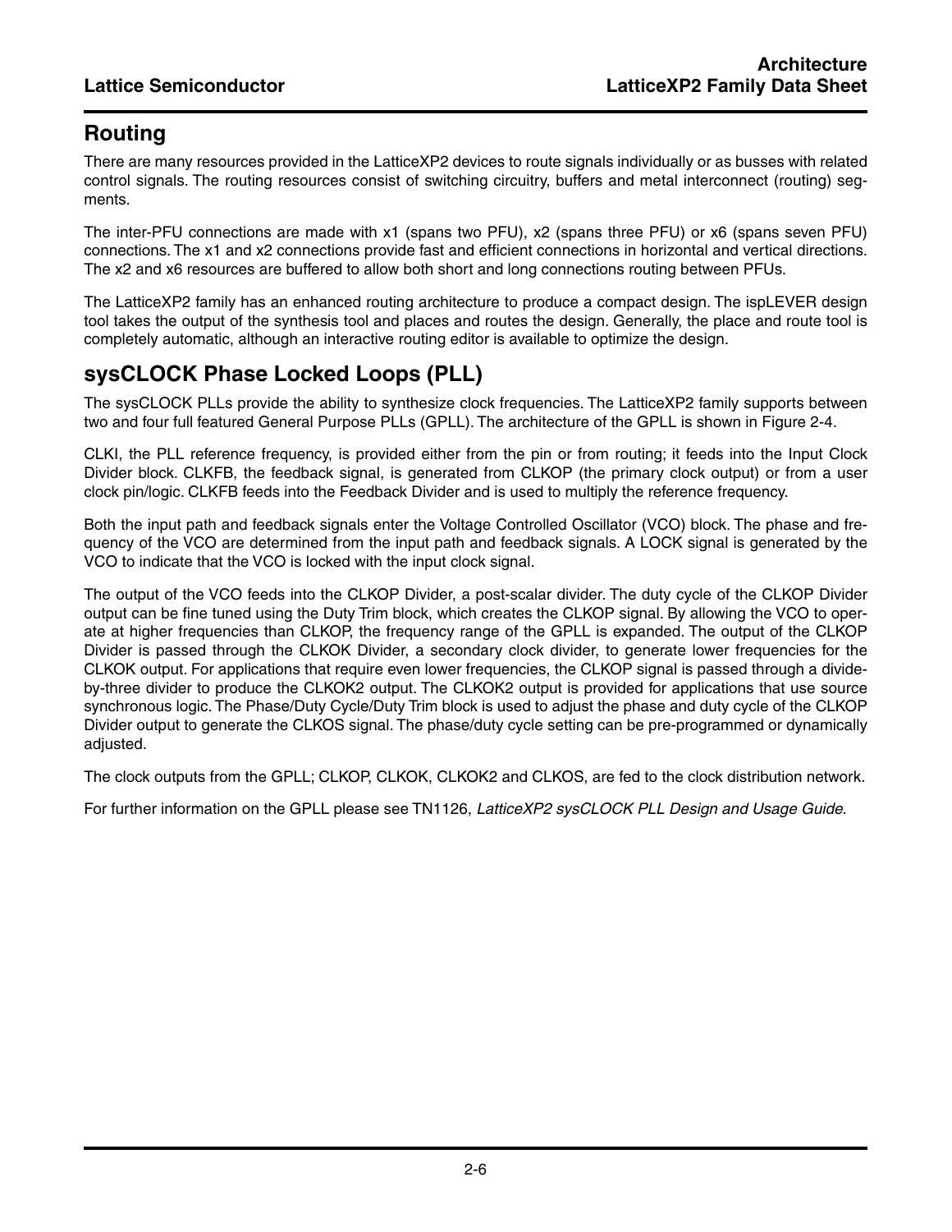## Routing

There are many resources provided in the LatticeXP2 devices to route signals individually or as busses with related control signals. The routing resources consist of switching circuitry, buffers and metal interconnect (routing) segments.

The inter-PFU connections are made with x1 (spans two PFU), x2 (spans three PFU) or x6 (spans seven PFU) connections. The x1 and x2 connections provide fast and efficient connections in horizontal and vertical directions. The x2 and x6 resources are buffered to allow both short and long connections routing between PFUs.

The LatticeXP2 family has an enhanced routing architecture to produce a compact design. The ispLEVER design tool takes the output of the synthesis tool and places and routes the design. Generally, the place and route tool is completely automatic, although an interactive routing editor is available to optimize the design.

## sysCLOCK Phase Locked Loops (PLL)

The sysCLOCK PLLs provide the ability to synthesize clock frequencies. The LatticeXP2 family supports between two and four full featured General Purpose PLLs (GPLL). The architecture of the GPLL is shown in Figure 2-4.

CLKI, the PLL reference frequency, is provided either from the pin or from routing; it feeds into the Input Clock Divider block. CLKFB, the feedback signal, is generated from CLKOP (the primary clock output) or from a user clock pin/logic. CLKFB feeds into the Feedback Divider and is used to multiply the reference frequency.

Both the input path and feedback signals enter the Voltage Controlled Oscillator (VCO) block. The phase and frequency of the VCO are determined from the input path and feedback signals. A LOCK signal is generated by the VCO to indicate that the VCO is locked with the input clock signal.

The output of the VCO feeds into the CLKOP Divider, a post-scalar divider. The duty cycle of the CLKOP Divider output can be fine tuned using the Duty Trim block, which creates the CLKOP signal. By allowing the VCO to operate at higher frequencies than CLKOP, the frequency range of the GPLL is expanded. The output of the CLKOP Divider is passed through the CLKOK Divider, a secondary clock divider, to generate lower frequencies for the CLKOK output. For applications that require even lower frequencies, the CLKOP signal is passed through a divide-by-three divider to produce the CLKOK2 output. The CLKOK2 output is provided for applications that use source synchronous logic. The Phase/Duty Cycle/Duty Trim block is used to adjust the phase and duty cycle of the CLKOP Divider output to generate the CLKOS signal. The phase/duty cycle setting can be pre-programmed or dynamically adjusted.

The clock outputs from the GPLL; CLKOP, CLKOK, CLKOK2 and CLKOS, are fed to the clock distribution network.

For further information on the GPLL please see TN1126, *LatticeXP2 sysCLOCK PLL Design and Usage Guide.*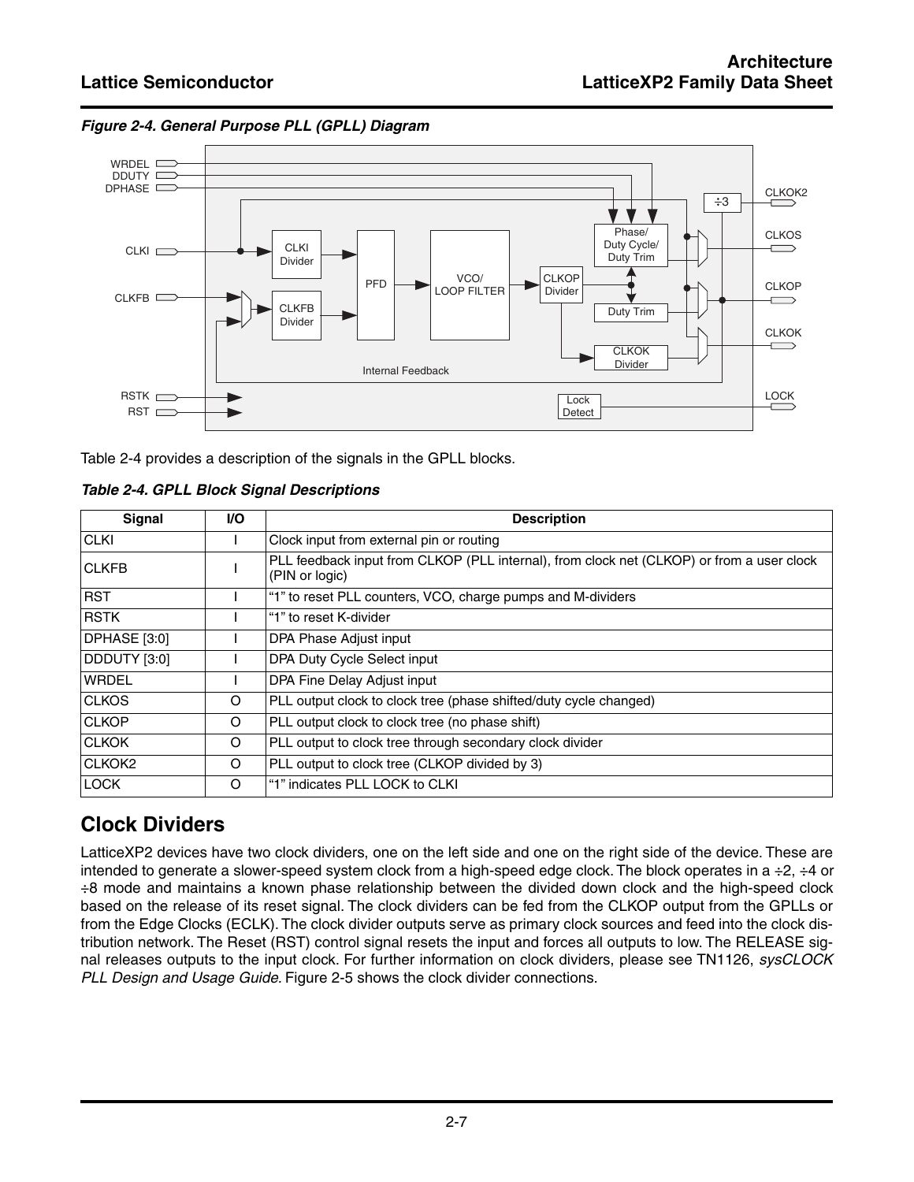*Figure 2-4. General Purpose PLL (GPLL) Diagram*

Table 2-4 provides a description of the signals in the GPLL blocks.

*Table 2-4. GPLL Block Signal Descriptions*

| Signal | I/O | Description |
|---|---|---|
| CLKI | I | Clock input from external pin or routing |
| CLKFB | I | PLL feedback input from CLKOP (PLL internal), from clock net (CLKOP) or from a user clock (PIN or logic) |
| RST | I | "1" to reset PLL counters, VCO, charge pumps and M-dividers |
| RSTK | I | "1" to reset K-divider |
| DPHASE [3:0] | I | DPA Phase Adjust input |
| DDDUTY [3:0] | I | DPA Duty Cycle Select input |
| WRDEL | I | DPA Fine Delay Adjust input |
| CLKOS | O | PLL output clock to clock tree (phase shifted/duty cycle changed) |
| CLKOP | O | PLL output clock to clock tree (no phase shift) |
| CLKOK | O | PLL output to clock tree through secondary clock divider |
| CLKOK2 | O | PLL output to clock tree (CLKOP divided by 3) |
| LOCK | O | "1" indicates PLL LOCK to CLKI |

## Clock Dividers

LatticeXP2 devices have two clock dividers, one on the left side and one on the right side of the device. These are intended to generate a slower-speed system clock from a high-speed edge clock. The block operates in a ÷2, ÷4 or ÷8 mode and maintains a known phase relationship between the divided down clock and the high-speed clock based on the release of its reset signal. The clock dividers can be fed from the CLKOP output from the GPLLs or from the Edge Clocks (ECLK). The clock divider outputs serve as primary clock sources and feed into the clock distribution network. The Reset (RST) control signal resets the input and forces all outputs to low. The RELEASE signal releases outputs to the input clock. For further information on clock dividers, please see TN1126, *sysCLOCK PLL Design and Usage Guide*. Figure 2-5 shows the clock divider connections.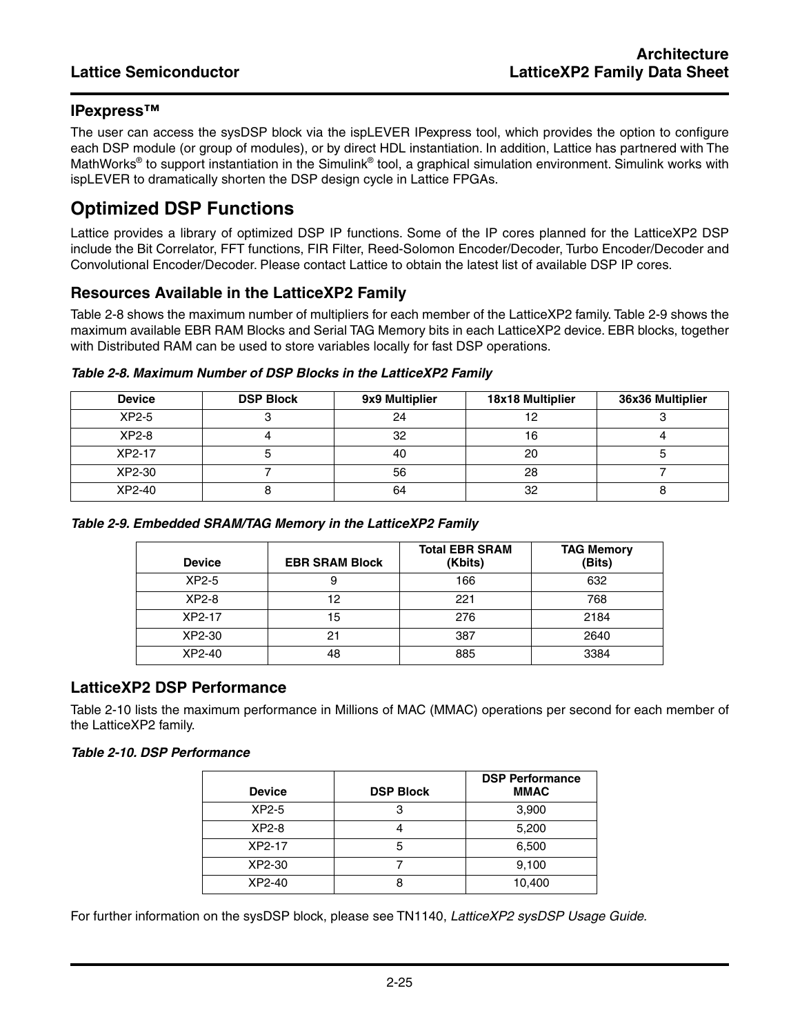### IPexpress™

The user can access the sysDSP block via the ispLEVER IPexpress tool, which provides the option to configure each DSP module (or group of modules), or by direct HDL instantiation. In addition, Lattice has partnered with The MathWorks® to support instantiation in the Simulink® tool, a graphical simulation environment. Simulink works with ispLEVER to dramatically shorten the DSP design cycle in Lattice FPGAs.

## Optimized DSP Functions

Lattice provides a library of optimized DSP IP functions. Some of the IP cores planned for the LatticeXP2 DSP include the Bit Correlator, FFT functions, FIR Filter, Reed-Solomon Encoder/Decoder, Turbo Encoder/Decoder and Convolutional Encoder/Decoder. Please contact Lattice to obtain the latest list of available DSP IP cores.

### Resources Available in the LatticeXP2 Family

Table 2-8 shows the maximum number of multipliers for each member of the LatticeXP2 family. Table 2-9 shows the maximum available EBR RAM Blocks and Serial TAG Memory bits in each LatticeXP2 device. EBR blocks, together with Distributed RAM can be used to store variables locally for fast DSP operations.

*Table 2-8. Maximum Number of DSP Blocks in the LatticeXP2 Family*

| Device | DSP Block | 9x9 Multiplier | 18x18 Multiplier | 36x36 Multiplier |
|---|---|---|---|---|
| XP2-5 | 3 | 24 | 12 | 3 |
| XP2-8 | 4 | 32 | 16 | 4 |
| XP2-17 | 5 | 40 | 20 | 5 |
| XP2-30 | 7 | 56 | 28 | 7 |
| XP2-40 | 8 | 64 | 32 | 8 |

*Table 2-9. Embedded SRAM/TAG Memory in the LatticeXP2 Family*

| Device | EBR SRAM Block | Total EBR SRAM (Kbits) | TAG Memory (Bits) |
|---|---|---|---|
| XP2-5 | 9 | 166 | 632 |
| XP2-8 | 12 | 221 | 768 |
| XP2-17 | 15 | 276 | 2184 |
| XP2-30 | 21 | 387 | 2640 |
| XP2-40 | 48 | 885 | 3384 |

### LatticeXP2 DSP Performance

Table 2-10 lists the maximum performance in Millions of MAC (MMAC) operations per second for each member of the LatticeXP2 family.

*Table 2-10. DSP Performance*

| Device | DSP Block | DSP Performance MMAC |
|---|---|---|
| XP2-5 | 3 | 3,900 |
| XP2-8 | 4 | 5,200 |
| XP2-17 | 5 | 6,500 |
| XP2-30 | 7 | 9,100 |
| XP2-40 | 8 | 10,400 |

For further information on the sysDSP block, please see TN1140, *LatticeXP2 sysDSP Usage Guide.*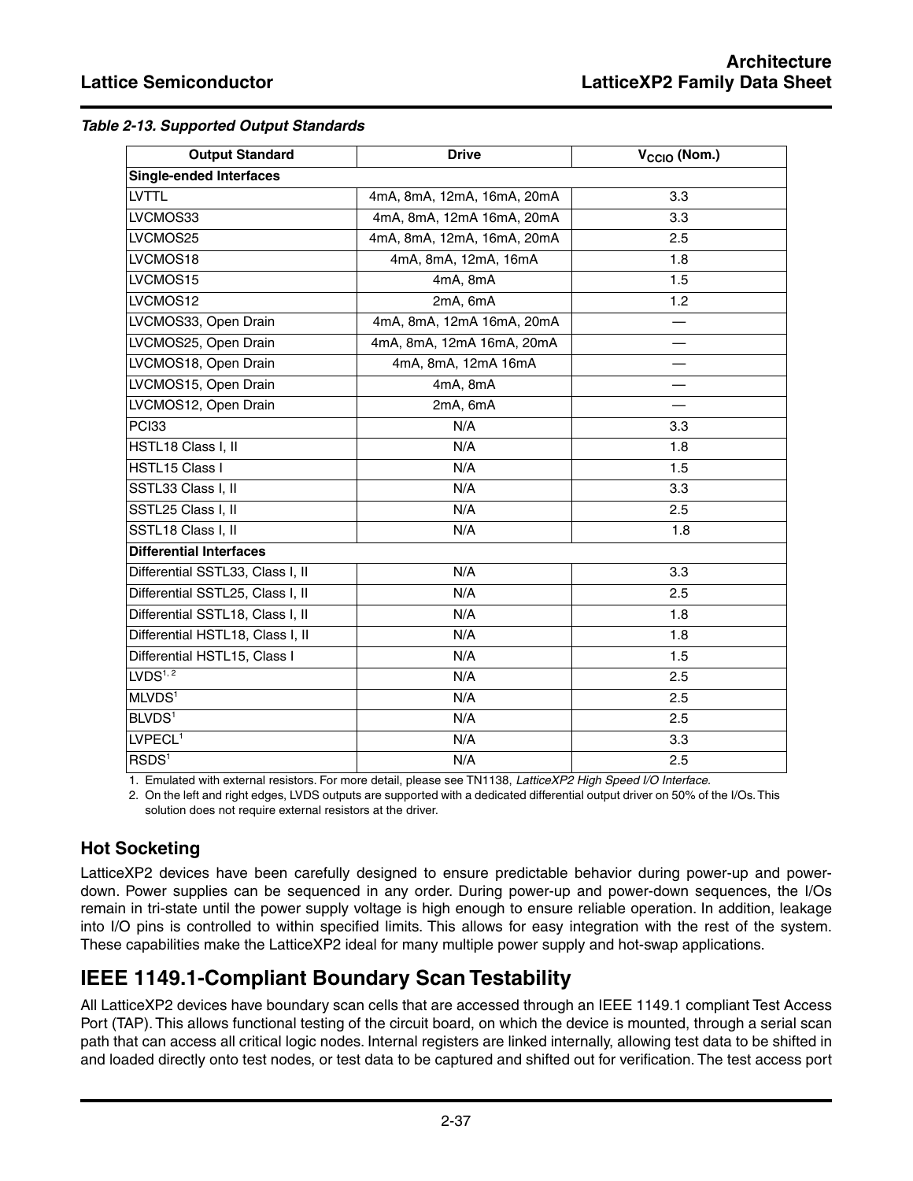*Table 2-13. Supported Output Standards*

| Output Standard | Drive | $V_{CCIO}$ (Nom.) |
|---|---|---|
| **Single-ended Interfaces** | | |
| LVTTL | 4mA, 8mA, 12mA, 16mA, 20mA | 3.3 |
| LVCMOS33 | 4mA, 8mA, 12mA 16mA, 20mA | 3.3 |
| LVCMOS25 | 4mA, 8mA, 12mA, 16mA, 20mA | 2.5 |
| LVCMOS18 | 4mA, 8mA, 12mA, 16mA | 1.8 |
| LVCMOS15 | 4mA, 8mA | 1.5 |
| LVCMOS12 | 2mA, 6mA | 1.2 |
| LVCMOS33, Open Drain | 4mA, 8mA, 12mA 16mA, 20mA | — |
| LVCMOS25, Open Drain | 4mA, 8mA, 12mA 16mA, 20mA | — |
| LVCMOS18, Open Drain | 4mA, 8mA, 12mA 16mA | — |
| LVCMOS15, Open Drain | 4mA, 8mA | — |
| LVCMOS12, Open Drain | 2mA, 6mA | — |
| PCI33 | N/A | 3.3 |
| HSTL18 Class I, II | N/A | 1.8 |
| HSTL15 Class I | N/A | 1.5 |
| SSTL33 Class I, II | N/A | 3.3 |
| SSTL25 Class I, II | N/A | 2.5 |
| SSTL18 Class I, II | N/A | 1.8 |
| **Differential Interfaces** | | |
| Differential SSTL33, Class I, II | N/A | 3.3 |
| Differential SSTL25, Class I, II | N/A | 2.5 |
| Differential SSTL18, Class I, II | N/A | 1.8 |
| Differential HSTL18, Class I, II | N/A | 1.8 |
| Differential HSTL15, Class I | N/A | 1.5 |
| LVDS[1, 2] | N/A | 2.5 |
| MLVDS[1] | N/A | 2.5 |
| BLVDS[1] | N/A | 2.5 |
| LVPECL[1] | N/A | 3.3 |
| RSDS[1] | N/A | 2.5 |

1. Emulated with external resistors. For more detail, please see TN1138, *LatticeXP2 High Speed I/O Interface.*
2. On the left and right edges, LVDS outputs are supported with a dedicated differential output driver on 50% of the I/Os. This solution does not require external resistors at the driver.

### Hot Socketing

LatticeXP2 devices have been carefully designed to ensure predictable behavior during power-up and power-down. Power supplies can be sequenced in any order. During power-up and power-down sequences, the I/Os remain in tri-state until the power supply voltage is high enough to ensure reliable operation. In addition, leakage into I/O pins is controlled to within specified limits. This allows for easy integration with the rest of the system. These capabilities make the LatticeXP2 ideal for many multiple power supply and hot-swap applications.

## IEEE 1149.1-Compliant Boundary Scan Testability

All LatticeXP2 devices have boundary scan cells that are accessed through an IEEE 1149.1 compliant Test Access Port (TAP). This allows functional testing of the circuit board, on which the device is mounted, through a serial scan path that can access all critical logic nodes. Internal registers are linked internally, allowing test data to be shifted in and loaded directly onto test nodes, or test data to be captured and shifted out for verification. The test access port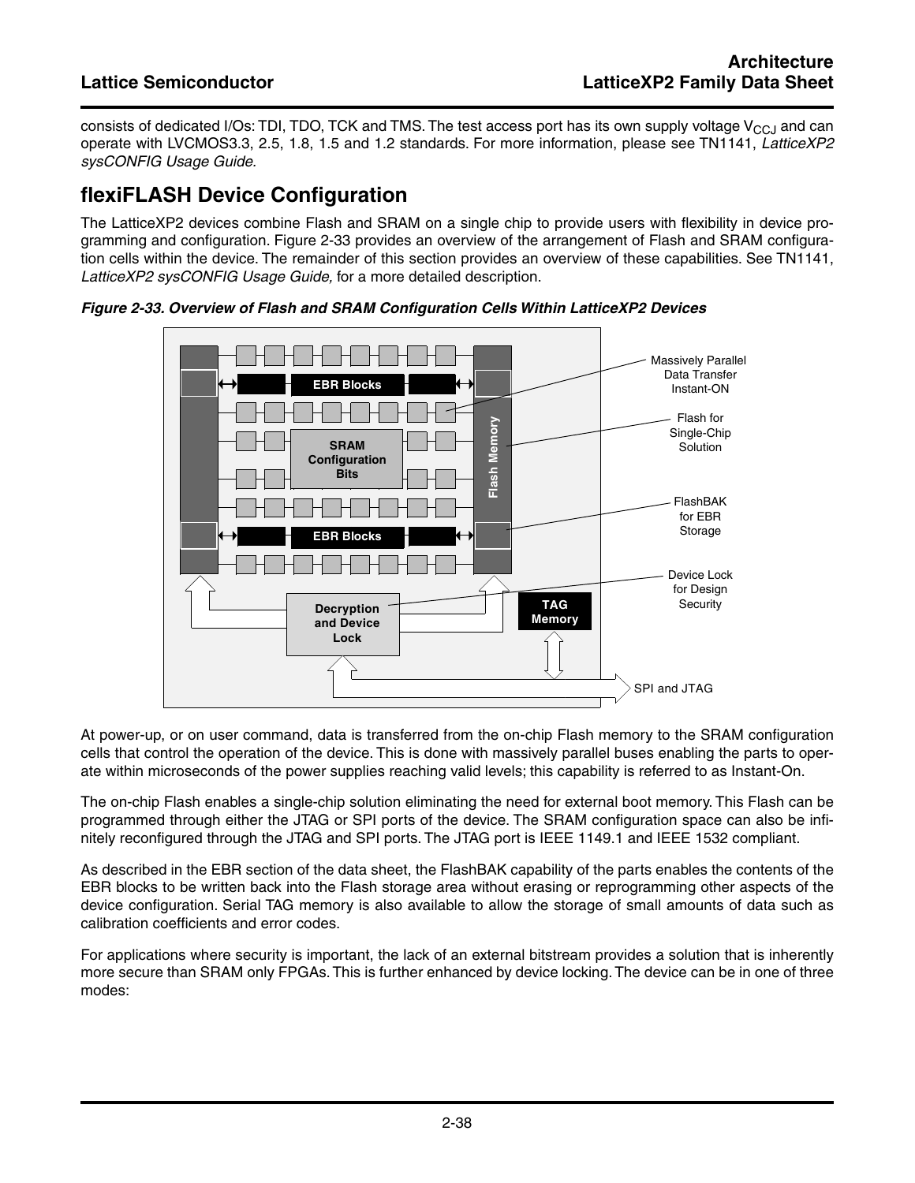consists of dedicated I/Os: TDI, TDO, TCK and TMS. The test access port has its own supply voltage $V_{CCJ}$ and can operate with LVCMOS3.3, 2.5, 1.8, 1.5 and 1.2 standards. For more information, please see TN1141, *LatticeXP2 sysCONFIG Usage Guide.*

## flexiFLASH Device Configuration

The LatticeXP2 devices combine Flash and SRAM on a single chip to provide users with flexibility in device programming and configuration. Figure 2-33 provides an overview of the arrangement of Flash and SRAM configuration cells within the device. The remainder of this section provides an overview of these capabilities. See TN1141, *LatticeXP2 sysCONFIG Usage Guide,* for a more detailed description.

***Figure 2-33. Overview of Flash and SRAM Configuration Cells Within LatticeXP2 Devices***

At power-up, or on user command, data is transferred from the on-chip Flash memory to the SRAM configuration cells that control the operation of the device. This is done with massively parallel buses enabling the parts to operate within microseconds of the power supplies reaching valid levels; this capability is referred to as Instant-On.

The on-chip Flash enables a single-chip solution eliminating the need for external boot memory. This Flash can be programmed through either the JTAG or SPI ports of the device. The SRAM configuration space can also be infinitely reconfigured through the JTAG and SPI ports. The JTAG port is IEEE 1149.1 and IEEE 1532 compliant.

As described in the EBR section of the data sheet, the FlashBAK capability of the parts enables the contents of the EBR blocks to be written back into the Flash storage area without erasing or reprogramming other aspects of the device configuration. Serial TAG memory is also available to allow the storage of small amounts of data such as calibration coefficients and error codes.

For applications where security is important, the lack of an external bitstream provides a solution that is inherently more secure than SRAM only FPGAs. This is further enhanced by device locking. The device can be in one of three modes: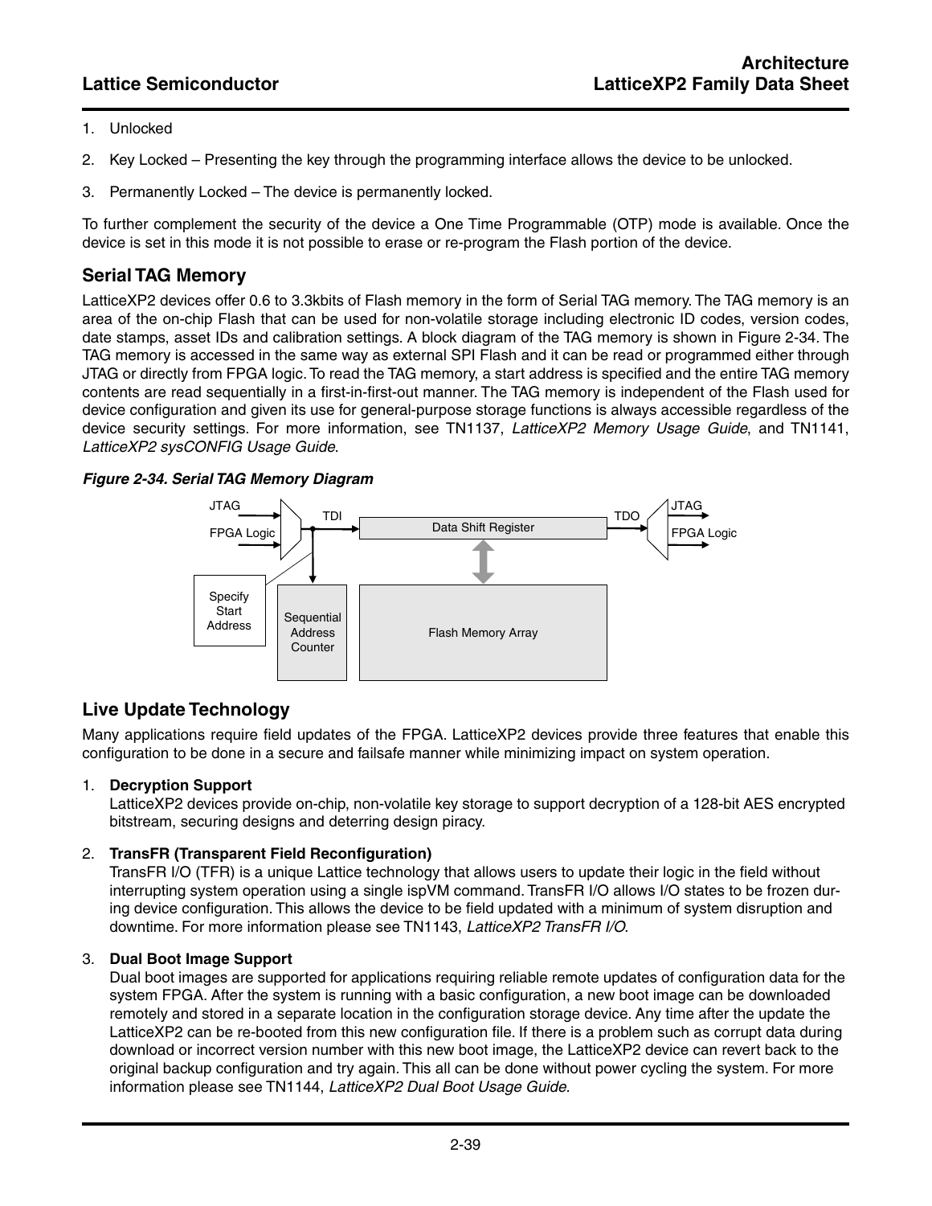1. Unlocked
2. Key Locked – Presenting the key through the programming interface allows the device to be unlocked.
3. Permanently Locked – The device is permanently locked.

To further complement the security of the device a One Time Programmable (OTP) mode is available. Once the device is set in this mode it is not possible to erase or re-program the Flash portion of the device.

## Serial TAG Memory

LatticeXP2 devices offer 0.6 to 3.3kbits of Flash memory in the form of Serial TAG memory. The TAG memory is an area of the on-chip Flash that can be used for non-volatile storage including electronic ID codes, version codes, date stamps, asset IDs and calibration settings. A block diagram of the TAG memory is shown in Figure 2-34. The TAG memory is accessed in the same way as external SPI Flash and it can be read or programmed either through JTAG or directly from FPGA logic. To read the TAG memory, a start address is specified and the entire TAG memory contents are read sequentially in a first-in-first-out manner. The TAG memory is independent of the Flash used for device configuration and given its use for general-purpose storage functions is always accessible regardless of the device security settings. For more information, see TN1137, *LatticeXP2 Memory Usage Guide*, and TN1141, *LatticeXP2 sysCONFIG Usage Guide*.

***Figure 2-34. Serial TAG Memory Diagram***

JTAG | FPGA Logic | TDI | Data Shift Register | TDO | JTAG | FPGA Logic | Specify Start Address | Sequential Address Counter | Flash Memory Array

## Live Update Technology

Many applications require field updates of the FPGA. LatticeXP2 devices provide three features that enable this configuration to be done in a secure and failsafe manner while minimizing impact on system operation.

1. **Decryption Support**
   LatticeXP2 devices provide on-chip, non-volatile key storage to support decryption of a 128-bit AES encrypted bitstream, securing designs and deterring design piracy.

2. **TransFR (Transparent Field Reconfiguration)**
   TransFR I/O (TFR) is a unique Lattice technology that allows users to update their logic in the field without interrupting system operation using a single ispVM command. TransFR I/O allows I/O states to be frozen during device configuration. This allows the device to be field updated with a minimum of system disruption and downtime. For more information please see TN1143, *LatticeXP2 TransFR I/O.*

3. **Dual Boot Image Support**
   Dual boot images are supported for applications requiring reliable remote updates of configuration data for the system FPGA. After the system is running with a basic configuration, a new boot image can be downloaded remotely and stored in a separate location in the configuration storage device. Any time after the update the LatticeXP2 can be re-booted from this new configuration file. If there is a problem such as corrupt data during download or incorrect version number with this new boot image, the LatticeXP2 device can revert back to the original backup configuration and try again. This all can be done without power cycling the system. For more information please see TN1144, *LatticeXP2 Dual Boot Usage Guide.*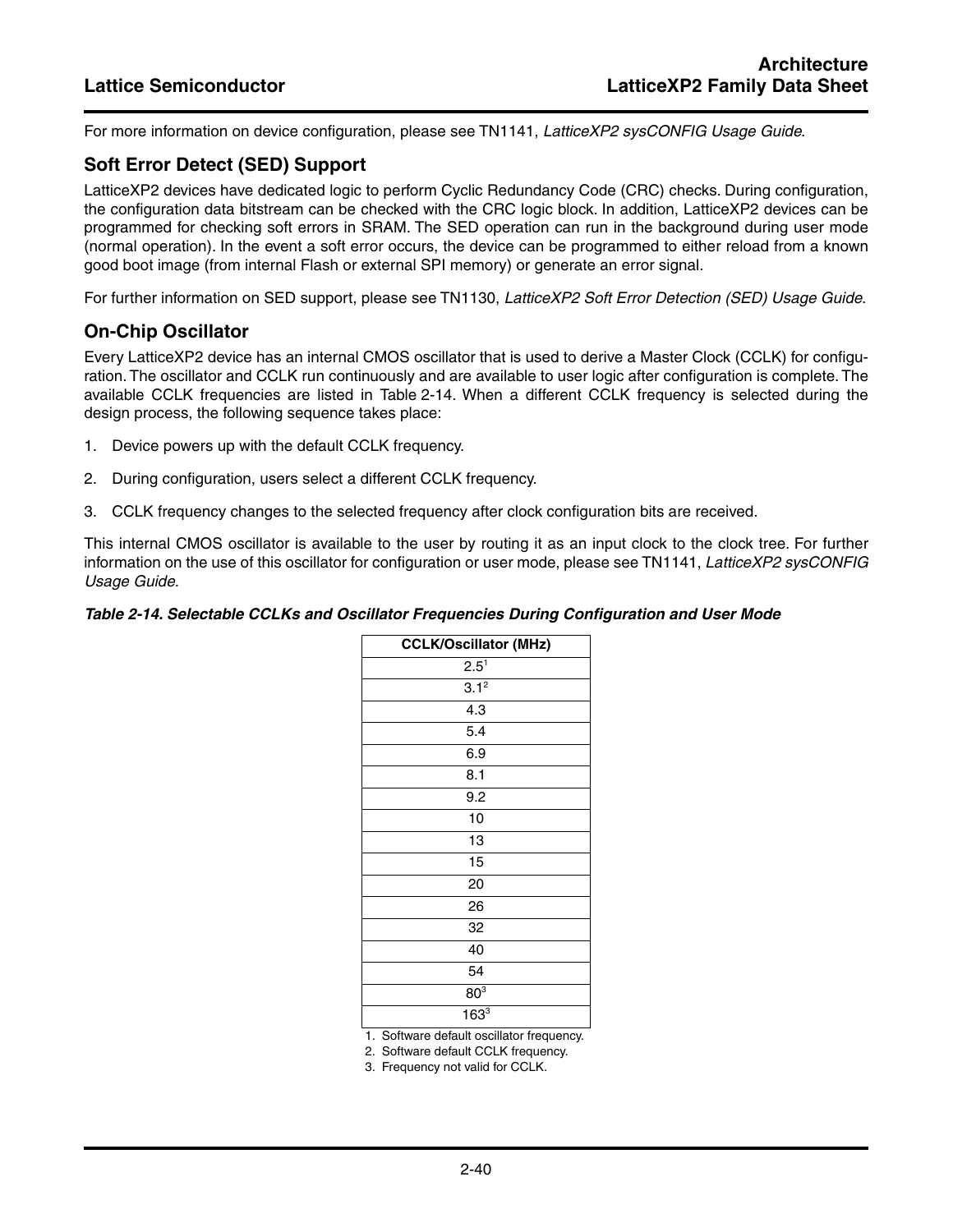For more information on device configuration, please see TN1141, *LatticeXP2 sysCONFIG Usage Guide*.

## Soft Error Detect (SED) Support

LatticeXP2 devices have dedicated logic to perform Cyclic Redundancy Code (CRC) checks. During configuration, the configuration data bitstream can be checked with the CRC logic block. In addition, LatticeXP2 devices can be programmed for checking soft errors in SRAM. The SED operation can run in the background during user mode (normal operation). In the event a soft error occurs, the device can be programmed to either reload from a known good boot image (from internal Flash or external SPI memory) or generate an error signal.

For further information on SED support, please see TN1130, *LatticeXP2 Soft Error Detection (SED) Usage Guide*.

## On-Chip Oscillator

Every LatticeXP2 device has an internal CMOS oscillator that is used to derive a Master Clock (CCLK) for configuration. The oscillator and CCLK run continuously and are available to user logic after configuration is complete. The available CCLK frequencies are listed in Table 2-14. When a different CCLK frequency is selected during the design process, the following sequence takes place:

1. Device powers up with the default CCLK frequency.
2. During configuration, users select a different CCLK frequency.
3. CCLK frequency changes to the selected frequency after clock configuration bits are received.

This internal CMOS oscillator is available to the user by routing it as an input clock to the clock tree. For further information on the use of this oscillator for configuration or user mode, please see TN1141, *LatticeXP2 sysCONFIG Usage Guide.*

***Table 2-14. Selectable CCLKs and Oscillator Frequencies During Configuration and User Mode***

| CCLK/Oscillator (MHz) |
|---|
| 2.5[1] |
| 3.1[2] |
| 4.3 |
| 5.4 |
| 6.9 |
| 8.1 |
| 9.2 |
| 10 |
| 13 |
| 15 |
| 20 |
| 26 |
| 32 |
| 40 |
| 54 |
| 80[3] |
| 163[3] |

1. Software default oscillator frequency.
2. Software default CCLK frequency.
3. Frequency not valid for CCLK.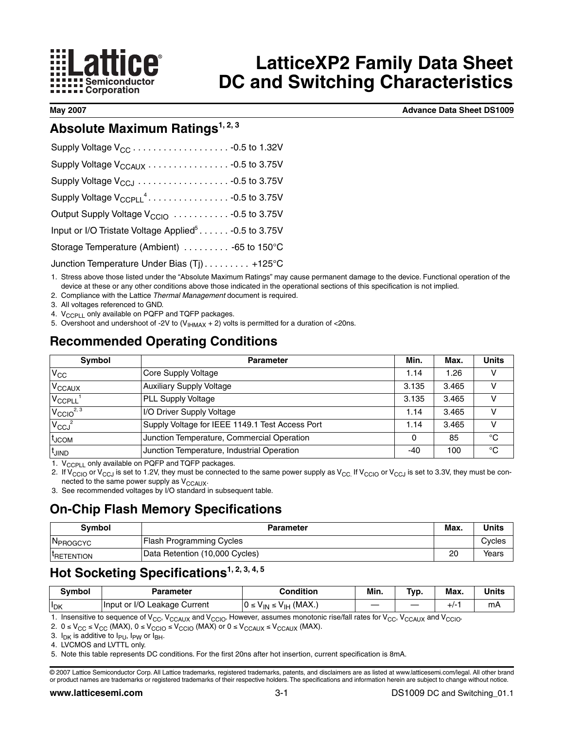# LatticeXP2 Family Data Sheet DC and Switching Characteristics

**May 2007** **Advance Data Sheet DS1009**

## Absolute Maximum Ratings[1, 2, 3]

Supply Voltage $V_{CC}$ . . . . . . . . . . . . . . . . . . . -0.5 to 1.32V

Supply Voltage $V_{CCAUX}$ . . . . . . . . . . . . . . . . -0.5 to 3.75V

Supply Voltage $V_{CCJ}$ . . . . . . . . . . . . . . . . . . -0.5 to 3.75V

Supply Voltage $V_{CCPLL}$[4] . . . . . . . . . . . . . . . . -0.5 to 3.75V

Output Supply Voltage $V_{CCIO}$ . . . . . . . . . . . -0.5 to 3.75V

Input or I/O Tristate Voltage Applied[5] . . . . . . -0.5 to 3.75V

Storage Temperature (Ambient) . . . . . . . . . -65 to 150°C

Junction Temperature Under Bias (Tj) . . . . . . . . . +125°C

1. Stress above those listed under the "Absolute Maximum Ratings" may cause permanent damage to the device. Functional operation of the device at these or any other conditions above those indicated in the operational sections of this specification is not implied.
2. Compliance with the Lattice *Thermal Management* document is required.
3. All voltages referenced to GND.
4. $V_{CCPLL}$ only available on PQFP and TQFP packages.
5. Overshoot and undershoot of -2V to ($V_{IHMAX}$ + 2) volts is permitted for a duration of <20ns.

## Recommended Operating Conditions

| Symbol | Parameter | Min. | Max. | Units |
|---|---|---|---|---|
| $V_{CC}$ | Core Supply Voltage | 1.14 | 1.26 | V |
| $V_{CCAUX}$ | Auxiliary Supply Voltage | 3.135 | 3.465 | V |
| $V_{CCPLL}$[1] | PLL Supply Voltage | 3.135 | 3.465 | V |
| $V_{CCIO}$[2, 3] | I/O Driver Supply Voltage | 1.14 | 3.465 | V |
| $V_{CCJ}$[2] | Supply Voltage for IEEE 1149.1 Test Access Port | 1.14 | 3.465 | V |
| $t_{JCOM}$ | Junction Temperature, Commercial Operation | 0 | 85 | °C |
| $t_{JIND}$ | Junction Temperature, Industrial Operation | -40 | 100 | °C |

1. $V_{CCPLL}$ only available on PQFP and TQFP packages.
2. If $V_{CCIO}$ or $V_{CCJ}$ is set to 1.2V, they must be connected to the same power supply as $V_{CC}$. If $V_{CCIO}$ or $V_{CCJ}$ is set to 3.3V, they must be connected to the same power supply as $V_{CCAUX}$.
3. See recommended voltages by I/O standard in subsequent table.

## On-Chip Flash Memory Specifications

| Symbol | Parameter | Max. | Units |
|---|---|---|---|
| $N_{PROGCYC}$ | Flash Programming Cycles | | Cycles |
| $t_{RETENTION}$ | Data Retention (10,000 Cycles) | 20 | Years |

## Hot Socketing Specifications[1, 2, 3, 4, 5]

| Symbol | Parameter | Condition | Min. | Typ. | Max. | Units |
|---|---|---|---|---|---|---|
| $I_{DK}$ | Input or I/O Leakage Current | $0 \leq V_{IN} \leq V_{IH}$ (MAX.) | — | — | +/-1 | mA |

1. Insensitive to sequence of $V_{CC}$, $V_{CCAUX}$ and $V_{CCIO}$. However, assumes monotonic rise/fall rates for $V_{CC}$, $V_{CCAUX}$ and $V_{CCIO}$.
2. $0 \leq V_{CC} \leq V_{CC}$ (MAX), $0 \leq V_{CCIO} \leq V_{CCIO}$ (MAX) or $0 \leq V_{CCAUX} \leq V_{CCAUX}$ (MAX).
3. $I_{DK}$ is additive to $I_{PU}$, $I_{PW}$ or $I_{BH}$.
4. LVCMOS and LVTTL only.
5. Note this table represents DC conditions. For the first 20ns after hot insertion, current specification is 8mA.

© 2007 Lattice Semiconductor Corp. All Lattice trademarks, registered trademarks, patents, and disclaimers are as listed at www.latticesemi.com/legal. All other brand or product names are trademarks or registered trademarks of their respective holders. The specifications and information herein are subject to change without notice.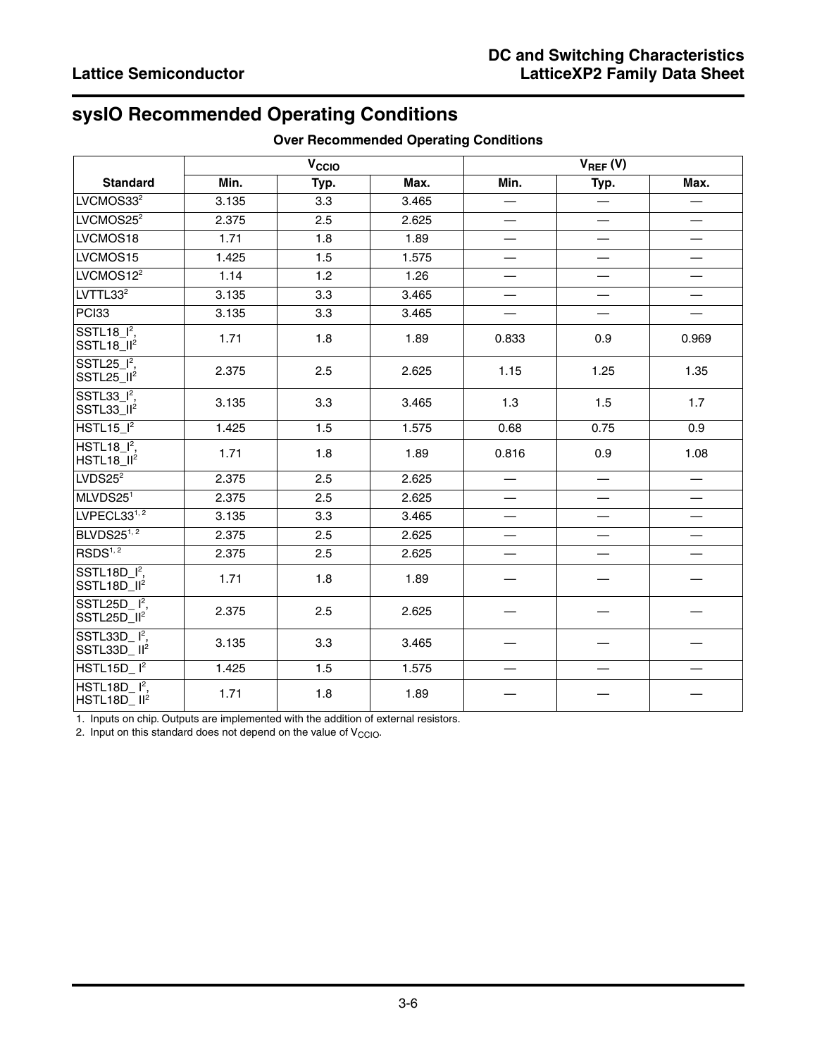## sysIO Recommended Operating Conditions

**Over Recommended Operating Conditions**

| | $V_{CCIO}$ | | | $V_{REF}$ (V) | | |
|---|---|---|---|---|---|---|
| **Standard** | **Min.** | **Typ.** | **Max.** | **Min.** | **Typ.** | **Max.** |
| LVCMOS33[2] | 3.135 | 3.3 | 3.465 | — | — | — |
| LVCMOS25[2] | 2.375 | 2.5 | 2.625 | — | — | — |
| LVCMOS18 | 1.71 | 1.8 | 1.89 | — | — | — |
| LVCMOS15 | 1.425 | 1.5 | 1.575 | — | — | — |
| LVCMOS12[2] | 1.14 | 1.2 | 1.26 | — | — | — |
| LVTTL33[2] | 3.135 | 3.3 | 3.465 | — | — | — |
| PCI33 | 3.135 | 3.3 | 3.465 | — | — | — |
| SSTL18_I[2], SSTL18_II[2] | 1.71 | 1.8 | 1.89 | 0.833 | 0.9 | 0.969 |
| SSTL25_I[2], SSTL25_II[2] | 2.375 | 2.5 | 2.625 | 1.15 | 1.25 | 1.35 |
| SSTL33_I[2], SSTL33_II[2] | 3.135 | 3.3 | 3.465 | 1.3 | 1.5 | 1.7 |
| HSTL15_I[2] | 1.425 | 1.5 | 1.575 | 0.68 | 0.75 | 0.9 |
| HSTL18_I[2], HSTL18_II[2] | 1.71 | 1.8 | 1.89 | 0.816 | 0.9 | 1.08 |
| LVDS25[2] | 2.375 | 2.5 | 2.625 | — | — | — |
| MLVDS25[1] | 2.375 | 2.5 | 2.625 | — | — | — |
| LVPECL33[1, 2] | 3.135 | 3.3 | 3.465 | — | — | — |
| BLVDS25[1, 2] | 2.375 | 2.5 | 2.625 | — | — | — |
| RSDS[1, 2] | 2.375 | 2.5 | 2.625 | — | — | — |
| SSTL18D_I[2], SSTL18D_II[2] | 1.71 | 1.8 | 1.89 | — | — | — |
| SSTL25D_ I[2], SSTL25D_II[2] | 2.375 | 2.5 | 2.625 | — | — | — |
| SSTL33D_ I[2], SSTL33D_ II[2] | 3.135 | 3.3 | 3.465 | — | — | — |
| HSTL15D_ I[2] | 1.425 | 1.5 | 1.575 | — | — | — |
| HSTL18D_ I[2], HSTL18D_ II[2] | 1.71 | 1.8 | 1.89 | — | — | — |

1. Inputs on chip. Outputs are implemented with the addition of external resistors.
2. Input on this standard does not depend on the value of $V_{CCIO}$.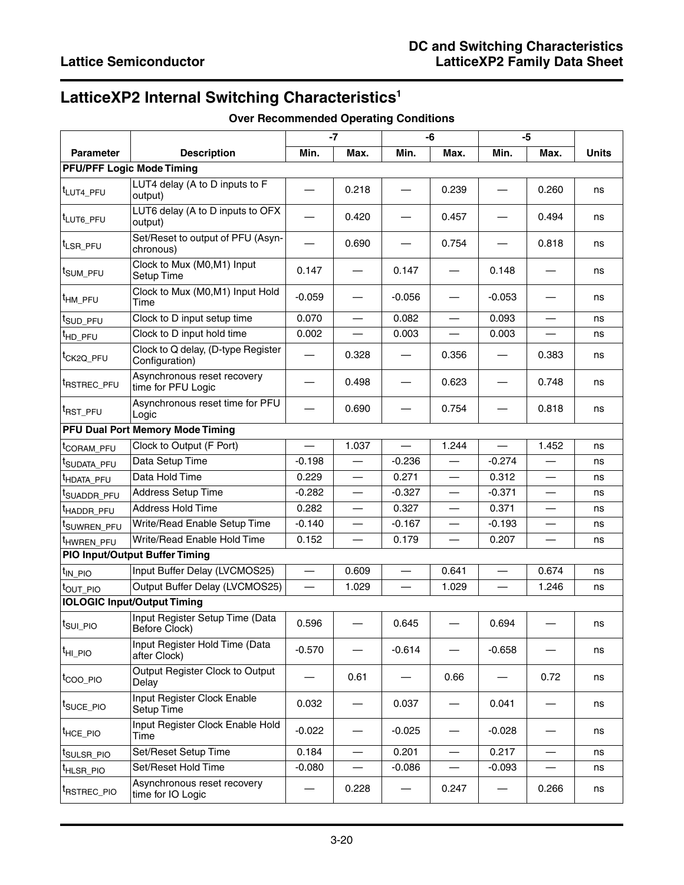## LatticeXP2 Internal Switching Characteristics[1]

**Over Recommended Operating Conditions**

| Parameter | Description | -7 | | -6 | | -5 | | Units |
|---|---|---|---|---|---|---|---|---|
| | | Min. | Max. | Min. | Max. | Min. | Max. | |
| **PFU/PFF Logic Mode Timing** | | | | | | | | |
| $t_{LUT4\_PFU}$ | LUT4 delay (A to D inputs to F output) | — | 0.218 | — | 0.239 | — | 0.260 | ns |
| $t_{LUT6\_PFU}$ | LUT6 delay (A to D inputs to OFX output) | — | 0.420 | — | 0.457 | — | 0.494 | ns |
| $t_{LSR\_PFU}$ | Set/Reset to output of PFU (Asynchronous) | — | 0.690 | — | 0.754 | — | 0.818 | ns |
| $t_{SUM\_PFU}$ | Clock to Mux (M0,M1) Input Setup Time | 0.147 | — | 0.147 | — | 0.148 | — | ns |
| $t_{HM\_PFU}$ | Clock to Mux (M0,M1) Input Hold Time | -0.059 | — | -0.056 | — | -0.053 | — | ns |
| $t_{SUD\_PFU}$ | Clock to D input setup time | 0.070 | — | 0.082 | — | 0.093 | — | ns |
| $t_{HD\_PFU}$ | Clock to D input hold time | 0.002 | — | 0.003 | — | 0.003 | — | ns |
| $t_{CK2Q\_PFU}$ | Clock to Q delay, (D-type Register Configuration) | — | 0.328 | — | 0.356 | — | 0.383 | ns |
| $t_{RSTREC\_PFU}$ | Asynchronous reset recovery time for PFU Logic | — | 0.498 | — | 0.623 | — | 0.748 | ns |
| $t_{RST\_PFU}$ | Asynchronous reset time for PFU Logic | — | 0.690 | — | 0.754 | — | 0.818 | ns |
| **PFU Dual Port Memory Mode Timing** | | | | | | | | |
| $t_{CORAM\_PFU}$ | Clock to Output (F Port) | — | 1.037 | — | 1.244 | — | 1.452 | ns |
| $t_{SUDATA\_PFU}$ | Data Setup Time | -0.198 | — | -0.236 | — | -0.274 | — | ns |
| $t_{HDATA\_PFU}$ | Data Hold Time | 0.229 | — | 0.271 | — | 0.312 | — | ns |
| $t_{SUADDR\_PFU}$ | Address Setup Time | -0.282 | — | -0.327 | — | -0.371 | — | ns |
| $t_{HADDR\_PFU}$ | Address Hold Time | 0.282 | — | 0.327 | — | 0.371 | — | ns |
| $t_{SUWREN\_PFU}$ | Write/Read Enable Setup Time | -0.140 | — | -0.167 | — | -0.193 | — | ns |
| $t_{HWREN\_PFU}$ | Write/Read Enable Hold Time | 0.152 | — | 0.179 | — | 0.207 | — | ns |
| **PIO Input/Output Buffer Timing** | | | | | | | | |
| $t_{IN\_PIO}$ | Input Buffer Delay (LVCMOS25) | — | 0.609 | — | 0.641 | — | 0.674 | ns |
| $t_{OUT\_PIO}$ | Output Buffer Delay (LVCMOS25) | — | 1.029 | — | 1.029 | — | 1.246 | ns |
| **IOLOGIC Input/Output Timing** | | | | | | | | |
| $t_{SUI\_PIO}$ | Input Register Setup Time (Data Before Clock) | 0.596 | — | 0.645 | — | 0.694 | — | ns |
| $t_{HI\_PIO}$ | Input Register Hold Time (Data after Clock) | -0.570 | — | -0.614 | — | -0.658 | — | ns |
| $t_{COO\_PIO}$ | Output Register Clock to Output Delay | — | 0.61 | — | 0.66 | — | 0.72 | ns |
| $t_{SUCE\_PIO}$ | Input Register Clock Enable Setup Time | 0.032 | — | 0.037 | — | 0.041 | — | ns |
| $t_{HCE\_PIO}$ | Input Register Clock Enable Hold Time | -0.022 | — | -0.025 | — | -0.028 | — | ns |
| $t_{SULSR\_PIO}$ | Set/Reset Setup Time | 0.184 | — | 0.201 | — | 0.217 | — | ns |
| $t_{HLSR\_PIO}$ | Set/Reset Hold Time | -0.080 | — | -0.086 | — | -0.093 | — | ns |
| $t_{RSTREC\_PIO}$ | Asynchronous reset recovery time for IO Logic | — | 0.228 | — | 0.247 | — | 0.266 | ns |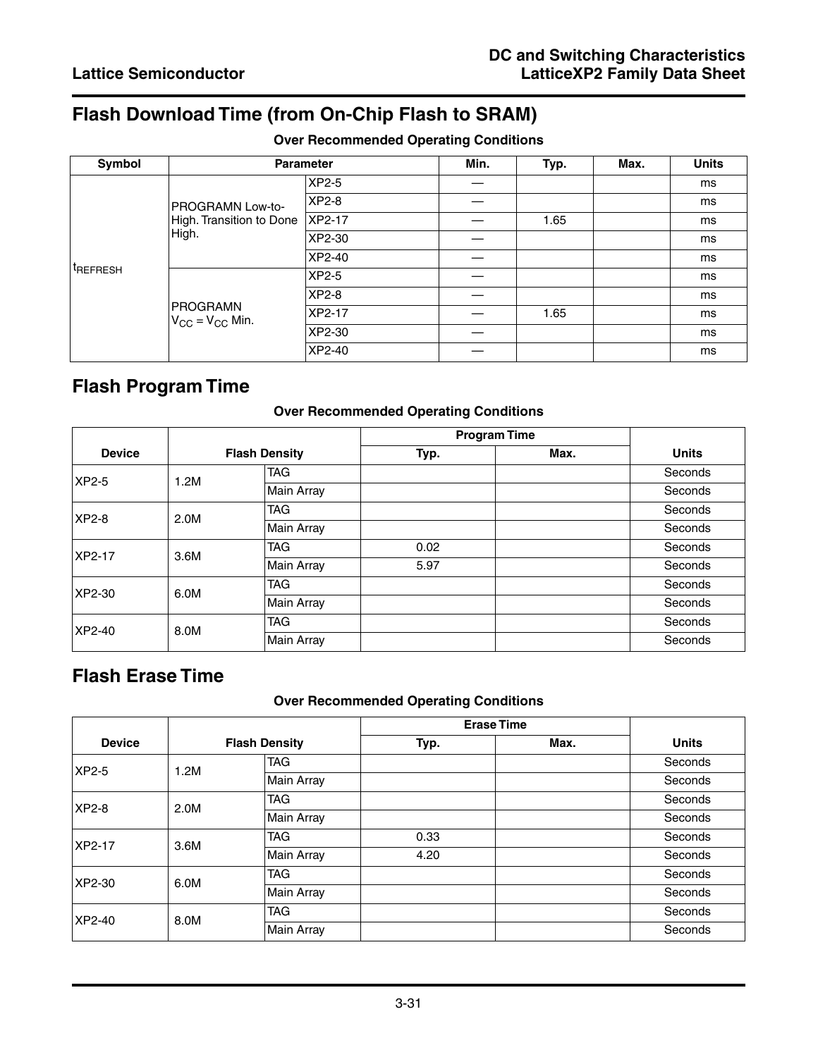## Flash Download Time (from On-Chip Flash to SRAM)

**Over Recommended Operating Conditions**

| Symbol | Parameter | | Min. | Typ. | Max. | Units |
|---|---|---|---|---|---|---|
| $t_{REFRESH}$ | PROGRAMN Low-to-High. Transition to Done High. | XP2-5 | — | | | ms |
| | | XP2-8 | — | | | ms |
| | | XP2-17 | — | 1.65 | | ms |
| | | XP2-30 | — | | | ms |
| | | XP2-40 | — | | | ms |
| | PROGRAMN $V_{CC} = V_{CC}$ Min. | XP2-5 | — | | | ms |
| | | XP2-8 | — | | | ms |
| | | XP2-17 | — | 1.65 | | ms |
| | | XP2-30 | — | | | ms |
| | | XP2-40 | — | | | ms |

## Flash Program Time

**Over Recommended Operating Conditions**

| Device | Flash Density | | Program Time | | Units |
|---|---|---|---|---|---|
| | | | Typ. | Max. | |
| XP2-5 | 1.2M | TAG | | | Seconds |
| | | Main Array | | | Seconds |
| XP2-8 | 2.0M | TAG | | | Seconds |
| | | Main Array | | | Seconds |
| XP2-17 | 3.6M | TAG | 0.02 | | Seconds |
| | | Main Array | 5.97 | | Seconds |
| XP2-30 | 6.0M | TAG | | | Seconds |
| | | Main Array | | | Seconds |
| XP2-40 | 8.0M | TAG | | | Seconds |
| | | Main Array | | | Seconds |

## Flash Erase Time

**Over Recommended Operating Conditions**

| Device | Flash Density | | Erase Time | | Units |
|---|---|---|---|---|---|
| | | | Typ. | Max. | |
| XP2-5 | 1.2M | TAG | | | Seconds |
| | | Main Array | | | Seconds |
| XP2-8 | 2.0M | TAG | | | Seconds |
| | | Main Array | | | Seconds |
| XP2-17 | 3.6M | TAG | 0.33 | | Seconds |
| | | Main Array | 4.20 | | Seconds |
| XP2-30 | 6.0M | TAG | | | Seconds |
| | | Main Array | | | Seconds |
| XP2-40 | 8.0M | TAG | | | Seconds |
| | | Main Array | | | Seconds |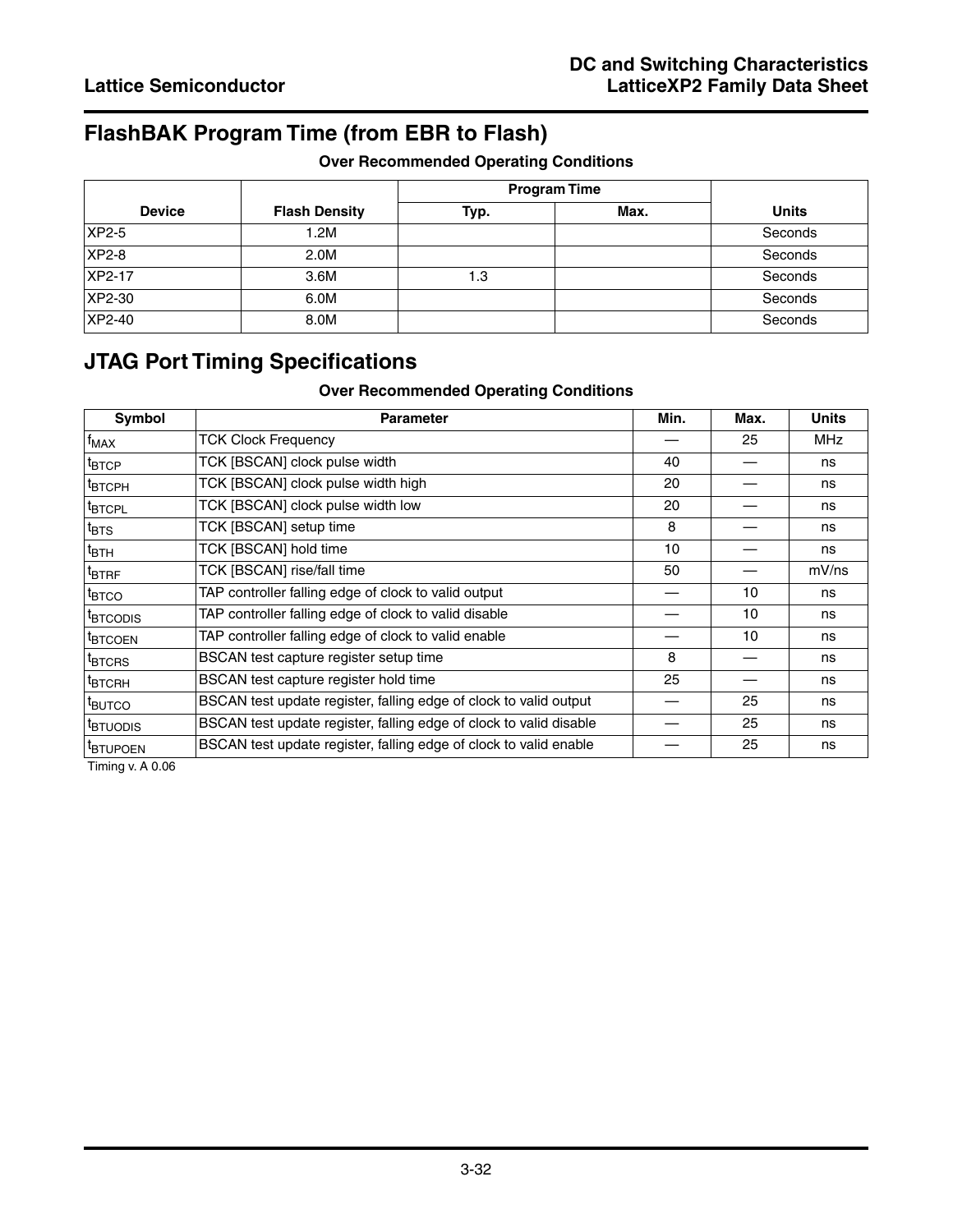## FlashBAK Program Time (from EBR to Flash)

**Over Recommended Operating Conditions**

| Device | Flash Density | Program Time | | Units |
|---|---|---|---|---|
| | | Typ. | Max. | |
| XP2-5 | 1.2M | | | Seconds |
| XP2-8 | 2.0M | | | Seconds |
| XP2-17 | 3.6M | 1.3 | | Seconds |
| XP2-30 | 6.0M | | | Seconds |
| XP2-40 | 8.0M | | | Seconds |

## JTAG Port Timing Specifications

**Over Recommended Operating Conditions**

| Symbol | Parameter | Min. | Max. | Units |
|---|---|---|---|---|
| $f_{MAX}$ | TCK Clock Frequency | — | 25 | MHz |
| $t_{BTCP}$ | TCK [BSCAN] clock pulse width | 40 | — | ns |
| $t_{BTCPH}$ | TCK [BSCAN] clock pulse width high | 20 | — | ns |
| $t_{BTCPL}$ | TCK [BSCAN] clock pulse width low | 20 | — | ns |
| $t_{BTS}$ | TCK [BSCAN] setup time | 8 | — | ns |
| $t_{BTH}$ | TCK [BSCAN] hold time | 10 | — | ns |
| $t_{BTRF}$ | TCK [BSCAN] rise/fall time | 50 | — | mV/ns |
| $t_{BTCO}$ | TAP controller falling edge of clock to valid output | — | 10 | ns |
| $t_{BTCODIS}$ | TAP controller falling edge of clock to valid disable | — | 10 | ns |
| $t_{BTCOEN}$ | TAP controller falling edge of clock to valid enable | — | 10 | ns |
| $t_{BTCRS}$ | BSCAN test capture register setup time | 8 | — | ns |
| $t_{BTCRH}$ | BSCAN test capture register hold time | 25 | — | ns |
| $t_{BUTCO}$ | BSCAN test update register, falling edge of clock to valid output | — | 25 | ns |
| $t_{BTUODIS}$ | BSCAN test update register, falling edge of clock to valid disable | — | 25 | ns |
| $t_{BTUPOEN}$ | BSCAN test update register, falling edge of clock to valid enable | — | 25 | ns |

Timing v. A 0.06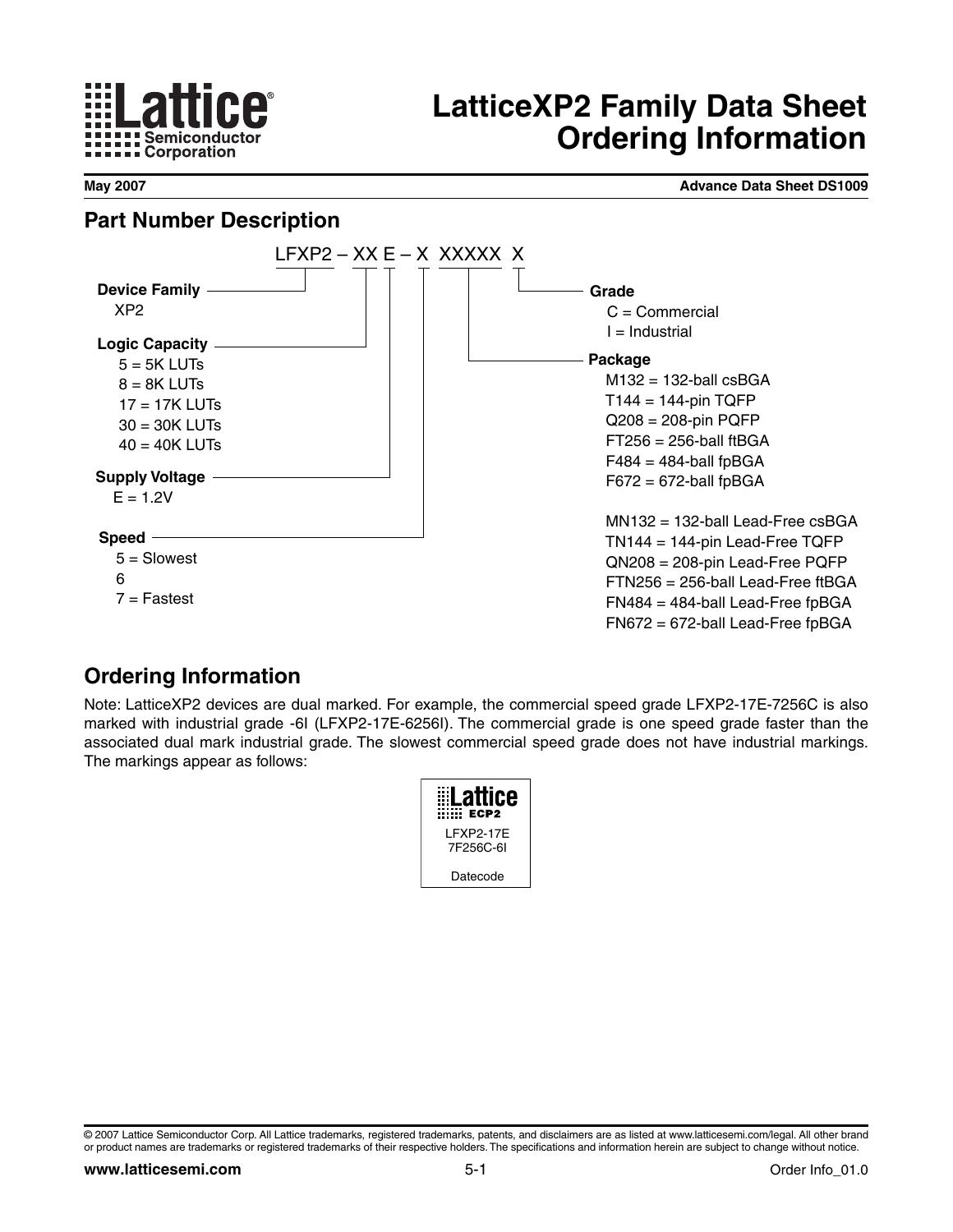# LatticeXP2 Family Data Sheet Ordering Information

May 2007 | Advance Data Sheet DS1009

## Part Number Description

LFXP2 – XX E – X XXXXX X

**Device Family**
XP2

**Logic Capacity**
5 = 5K LUTs
8 = 8K LUTs
17 = 17K LUTs
30 = 30K LUTs
40 = 40K LUTs

**Supply Voltage**
E = 1.2V

**Speed**
5 = Slowest
6
7 = Fastest

**Grade**
C = Commercial
I = Industrial

**Package**
M132 = 132-ball csBGA
T144 = 144-pin TQFP
Q208 = 208-pin PQFP
FT256 = 256-ball ftBGA
F484 = 484-ball fpBGA
F672 = 672-ball fpBGA

MN132 = 132-ball Lead-Free csBGA
TN144 = 144-pin Lead-Free TQFP
QN208 = 208-pin Lead-Free PQFP
FTN256 = 256-ball Lead-Free ftBGA
FN484 = 484-ball Lead-Free fpBGA
FN672 = 672-ball Lead-Free fpBGA

## Ordering Information

Note: LatticeXP2 devices are dual marked. For example, the commercial speed grade LFXP2-17E-7256C is also marked with industrial grade -6I (LFXP2-17E-6256I). The commercial grade is one speed grade faster than the associated dual mark industrial grade. The slowest commercial speed grade does not have industrial markings. The markings appear as follows:

Lattice
ECP2
LFXP2-17E
7F256C-6I

Datecode

© 2007 Lattice Semiconductor Corp. All Lattice trademarks, registered trademarks, patents, and disclaimers are as listed at www.latticesemi.com/legal. All other brand or product names are trademarks or registered trademarks of their respective holders. The specifications and information herein are subject to change without notice.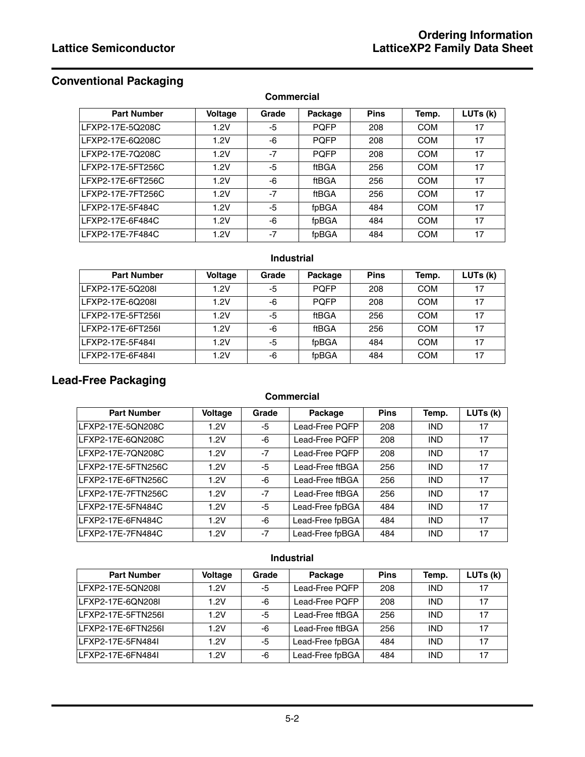## Conventional Packaging

**Commercial**

| Part Number | Voltage | Grade | Package | Pins | Temp. | LUTs (k) |
|---|---|---|---|---|---|---|
| LFXP2-17E-5Q208C | 1.2V | -5 | PQFP | 208 | COM | 17 |
| LFXP2-17E-6Q208C | 1.2V | -6 | PQFP | 208 | COM | 17 |
| LFXP2-17E-7Q208C | 1.2V | -7 | PQFP | 208 | COM | 17 |
| LFXP2-17E-5FT256C | 1.2V | -5 | ftBGA | 256 | COM | 17 |
| LFXP2-17E-6FT256C | 1.2V | -6 | ftBGA | 256 | COM | 17 |
| LFXP2-17E-7FT256C | 1.2V | -7 | ftBGA | 256 | COM | 17 |
| LFXP2-17E-5F484C | 1.2V | -5 | fpBGA | 484 | COM | 17 |
| LFXP2-17E-6F484C | 1.2V | -6 | fpBGA | 484 | COM | 17 |
| LFXP2-17E-7F484C | 1.2V | -7 | fpBGA | 484 | COM | 17 |

**Industrial**

| Part Number | Voltage | Grade | Package | Pins | Temp. | LUTs (k) |
|---|---|---|---|---|---|---|
| LFXP2-17E-5Q208I | 1.2V | -5 | PQFP | 208 | COM | 17 |
| LFXP2-17E-6Q208I | 1.2V | -6 | PQFP | 208 | COM | 17 |
| LFXP2-17E-5FT256I | 1.2V | -5 | ftBGA | 256 | COM | 17 |
| LFXP2-17E-6FT256I | 1.2V | -6 | ftBGA | 256 | COM | 17 |
| LFXP2-17E-5F484I | 1.2V | -5 | fpBGA | 484 | COM | 17 |
| LFXP2-17E-6F484I | 1.2V | -6 | fpBGA | 484 | COM | 17 |

## Lead-Free Packaging

**Commercial**

| Part Number | Voltage | Grade | Package | Pins | Temp. | LUTs (k) |
|---|---|---|---|---|---|---|
| LFXP2-17E-5QN208C | 1.2V | -5 | Lead-Free PQFP | 208 | IND | 17 |
| LFXP2-17E-6QN208C | 1.2V | -6 | Lead-Free PQFP | 208 | IND | 17 |
| LFXP2-17E-7QN208C | 1.2V | -7 | Lead-Free PQFP | 208 | IND | 17 |
| LFXP2-17E-5FTN256C | 1.2V | -5 | Lead-Free ftBGA | 256 | IND | 17 |
| LFXP2-17E-6FTN256C | 1.2V | -6 | Lead-Free ftBGA | 256 | IND | 17 |
| LFXP2-17E-7FTN256C | 1.2V | -7 | Lead-Free ftBGA | 256 | IND | 17 |
| LFXP2-17E-5FN484C | 1.2V | -5 | Lead-Free fpBGA | 484 | IND | 17 |
| LFXP2-17E-6FN484C | 1.2V | -6 | Lead-Free fpBGA | 484 | IND | 17 |
| LFXP2-17E-7FN484C | 1.2V | -7 | Lead-Free fpBGA | 484 | IND | 17 |

**Industrial**

| Part Number | Voltage | Grade | Package | Pins | Temp. | LUTs (k) |
|---|---|---|---|---|---|---|
| LFXP2-17E-5QN208I | 1.2V | -5 | Lead-Free PQFP | 208 | IND | 17 |
| LFXP2-17E-6QN208I | 1.2V | -6 | Lead-Free PQFP | 208 | IND | 17 |
| LFXP2-17E-5FTN256I | 1.2V | -5 | Lead-Free ftBGA | 256 | IND | 17 |
| LFXP2-17E-6FTN256I | 1.2V | -6 | Lead-Free ftBGA | 256 | IND | 17 |
| LFXP2-17E-5FN484I | 1.2V | -5 | Lead-Free fpBGA | 484 | IND | 17 |
| LFXP2-17E-6FN484I | 1.2V | -6 | Lead-Free fpBGA | 484 | IND | 17 |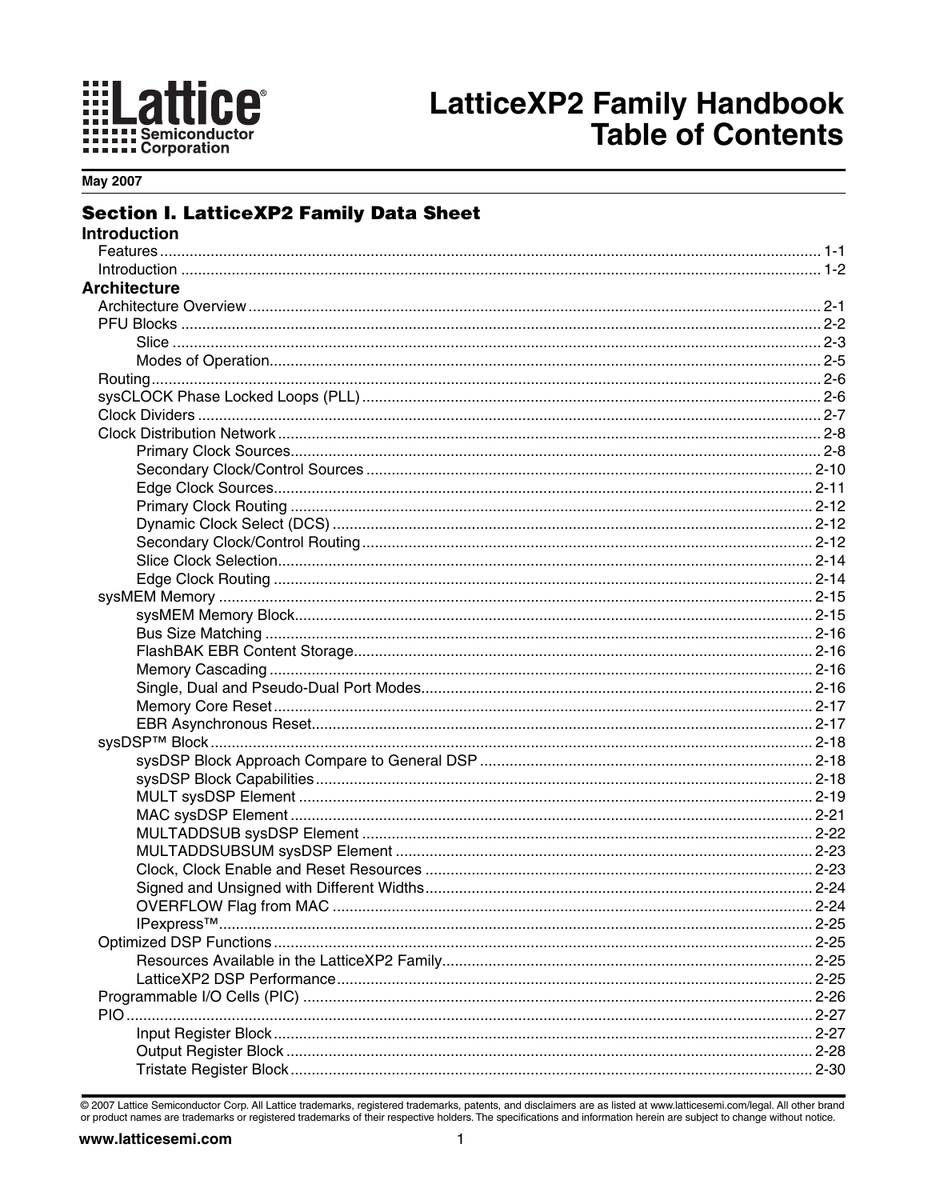// LatticeXP2 Family Handbook

# LatticeXP2 Family Handbook Table of Contents

**May 2007**

## Section I. LatticeXP2 Family Data Sheet

### Introduction

- Features ........ 1-1
- Introduction ........ 1-2

### Architecture

- Architecture Overview ........ 2-1
- PFU Blocks ........ 2-2
  - Slice ........ 2-3
  - Modes of Operation ........ 2-5
- Routing ........ 2-6
- sysCLOCK Phase Locked Loops (PLL) ........ 2-6
- Clock Dividers ........ 2-7
- Clock Distribution Network ........ 2-8
  - Primary Clock Sources ........ 2-8
  - Secondary Clock/Control Sources ........ 2-10
  - Edge Clock Sources ........ 2-11
  - Primary Clock Routing ........ 2-12
  - Dynamic Clock Select (DCS) ........ 2-12
  - Secondary Clock/Control Routing ........ 2-12
  - Slice Clock Selection ........ 2-14
  - Edge Clock Routing ........ 2-14
- sysMEM Memory ........ 2-15
  - sysMEM Memory Block ........ 2-15
  - Bus Size Matching ........ 2-16
  - FlashBAK EBR Content Storage ........ 2-16
  - Memory Cascading ........ 2-16
  - Single, Dual and Pseudo-Dual Port Modes ........ 2-16
  - Memory Core Reset ........ 2-17
  - EBR Asynchronous Reset ........ 2-17
- sysDSP™ Block ........ 2-18
  - sysDSP Block Approach Compare to General DSP ........ 2-18
  - sysDSP Block Capabilities ........ 2-18
  - MULT sysDSP Element ........ 2-19
  - MAC sysDSP Element ........ 2-21
  - MULTADDSUB sysDSP Element ........ 2-22
  - MULTADDSUBSUM sysDSP Element ........ 2-23
  - Clock, Clock Enable and Reset Resources ........ 2-23
  - Signed and Unsigned with Different Widths ........ 2-24
  - OVERFLOW Flag from MAC ........ 2-24
  - IPexpress™ ........ 2-25
- Optimized DSP Functions ........ 2-25
  - Resources Available in the LatticeXP2 Family ........ 2-25
  - LatticeXP2 DSP Performance ........ 2-25
- Programmable I/O Cells (PIC) ........ 2-26
- PIO ........ 2-27
  - Input Register Block ........ 2-27
  - Output Register Block ........ 2-28
  - Tristate Register Block ........ 2-30

© 2007 Lattice Semiconductor Corp. All Lattice trademarks, registered trademarks, patents, and disclaimers are as listed at www.latticesemi.com/legal. All other brand or product names are trademarks or registered trademarks of their respective holders. The specifications and information herein are subject to change without notice.

www.latticesemi.com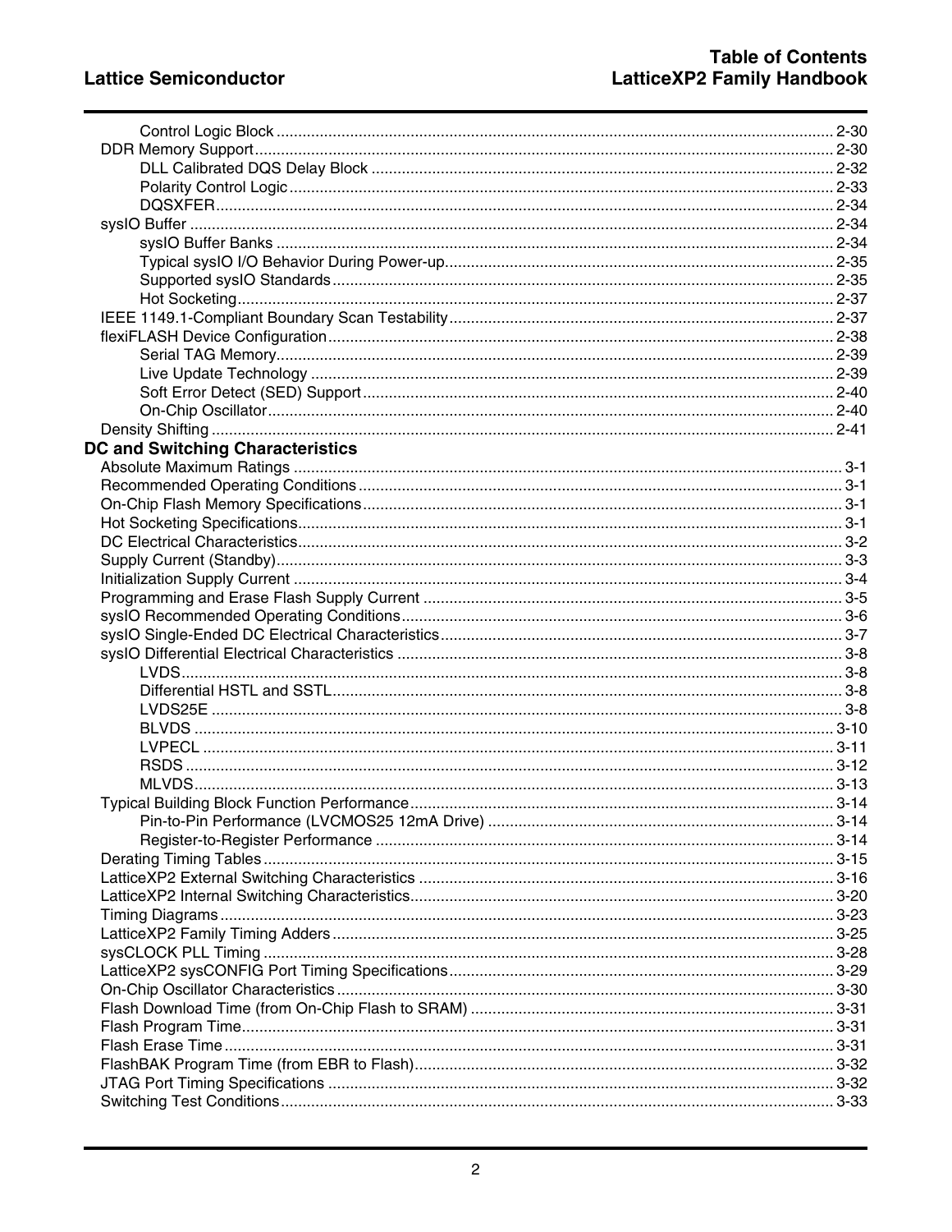- Control Logic Block ........ 2-30
- DDR Memory Support ........ 2-30
  - DLL Calibrated DQS Delay Block ........ 2-32
  - Polarity Control Logic ........ 2-33
  - DQSXFER ........ 2-34
- sysIO Buffer ........ 2-34
  - sysIO Buffer Banks ........ 2-34
  - Typical sysIO I/O Behavior During Power-up ........ 2-35
  - Supported sysIO Standards ........ 2-35
  - Hot Socketing ........ 2-37
- IEEE 1149.1-Compliant Boundary Scan Testability ........ 2-37
- flexiFLASH Device Configuration ........ 2-38
  - Serial TAG Memory ........ 2-39
  - Live Update Technology ........ 2-39
  - Soft Error Detect (SED) Support ........ 2-40
  - On-Chip Oscillator ........ 2-40
- Density Shifting ........ 2-41

## DC and Switching Characteristics

- Absolute Maximum Ratings ........ 3-1
- Recommended Operating Conditions ........ 3-1
- On-Chip Flash Memory Specifications ........ 3-1
- Hot Socketing Specifications ........ 3-1
- DC Electrical Characteristics ........ 3-2
- Supply Current (Standby) ........ 3-3
- Initialization Supply Current ........ 3-4
- Programming and Erase Flash Supply Current ........ 3-5
- sysIO Recommended Operating Conditions ........ 3-6
- sysIO Single-Ended DC Electrical Characteristics ........ 3-7
- sysIO Differential Electrical Characteristics ........ 3-8
  - LVDS ........ 3-8
  - Differential HSTL and SSTL ........ 3-8
  - LVDS25E ........ 3-8
  - BLVDS ........ 3-10
  - LVPECL ........ 3-11
  - RSDS ........ 3-12
  - MLVDS ........ 3-13
- Typical Building Block Function Performance ........ 3-14
  - Pin-to-Pin Performance (LVCMOS25 12mA Drive) ........ 3-14
  - Register-to-Register Performance ........ 3-14
- Derating Timing Tables ........ 3-15
- LatticeXP2 External Switching Characteristics ........ 3-16
- LatticeXP2 Internal Switching Characteristics ........ 3-20
- Timing Diagrams ........ 3-23
- LatticeXP2 Family Timing Adders ........ 3-25
- sysCLOCK PLL Timing ........ 3-28
- LatticeXP2 sysCONFIG Port Timing Specifications ........ 3-29
- On-Chip Oscillator Characteristics ........ 3-30
- Flash Download Time (from On-Chip Flash to SRAM) ........ 3-31
- Flash Program Time ........ 3-31
- Flash Erase Time ........ 3-31
- FlashBAK Program Time (from EBR to Flash) ........ 3-32
- JTAG Port Timing Specifications ........ 3-32
- Switching Test Conditions ........ 3-33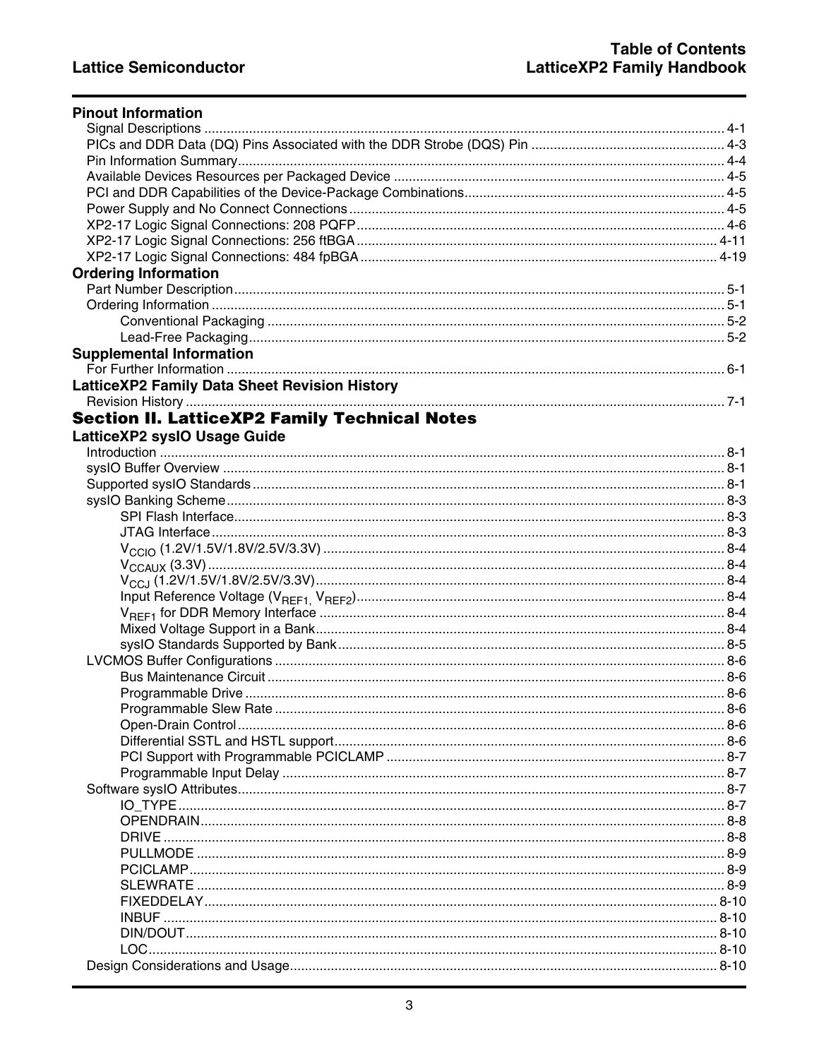## Pinout Information

Signal Descriptions .......... 4-1
PICs and DDR Data (DQ) Pins Associated with the DDR Strobe (DQS) Pin .......... 4-3
Pin Information Summary .......... 4-4
Available Devices Resources per Packaged Device .......... 4-5
PCI and DDR Capabilities of the Device-Package Combinations .......... 4-5
Power Supply and No Connect Connections .......... 4-5
XP2-17 Logic Signal Connections: 208 PQFP .......... 4-6
XP2-17 Logic Signal Connections: 256 ftBGA .......... 4-11
XP2-17 Logic Signal Connections: 484 fpBGA .......... 4-19

## Ordering Information

Part Number Description .......... 5-1
Ordering Information .......... 5-1
- Conventional Packaging .......... 5-2
- Lead-Free Packaging .......... 5-2

## Supplemental Information

For Further Information .......... 6-1

## LatticeXP2 Family Data Sheet Revision History

Revision History .......... 7-1

# Section II. LatticeXP2 Family Technical Notes

## LatticeXP2 sysIO Usage Guide

Introduction .......... 8-1
sysIO Buffer Overview .......... 8-1
Supported sysIO Standards .......... 8-1
sysIO Banking Scheme .......... 8-3
- SPI Flash Interface .......... 8-3
- JTAG Interface .......... 8-3
- $V_{CCIO}$ (1.2V/1.5V/1.8V/2.5V/3.3V) .......... 8-4
- $V_{CCAUX}$ (3.3V) .......... 8-4
- $V_{CCJ}$ (1.2V/1.5V/1.8V/2.5V/3.3V) .......... 8-4
- Input Reference Voltage ($V_{REF1}$, $V_{REF2}$) .......... 8-4
- $V_{REF1}$ for DDR Memory Interface .......... 8-4
- Mixed Voltage Support in a Bank .......... 8-4
- sysIO Standards Supported by Bank .......... 8-5

LVCMOS Buffer Configurations .......... 8-6
- Bus Maintenance Circuit .......... 8-6
- Programmable Drive .......... 8-6
- Programmable Slew Rate .......... 8-6
- Open-Drain Control .......... 8-6
- Differential SSTL and HSTL support .......... 8-6
- PCI Support with Programmable PCICLAMP .......... 8-7
- Programmable Input Delay .......... 8-7

Software sysIO Attributes .......... 8-7
- IO_TYPE .......... 8-7
- OPENDRAIN .......... 8-8
- DRIVE .......... 8-8
- PULLMODE .......... 8-9
- PCICLAMP .......... 8-9
- SLEWRATE .......... 8-9
- FIXEDDELAY .......... 8-10
- INBUF .......... 8-10
- DIN/DOUT .......... 8-10
- LOC .......... 8-10

Design Considerations and Usage .......... 8-10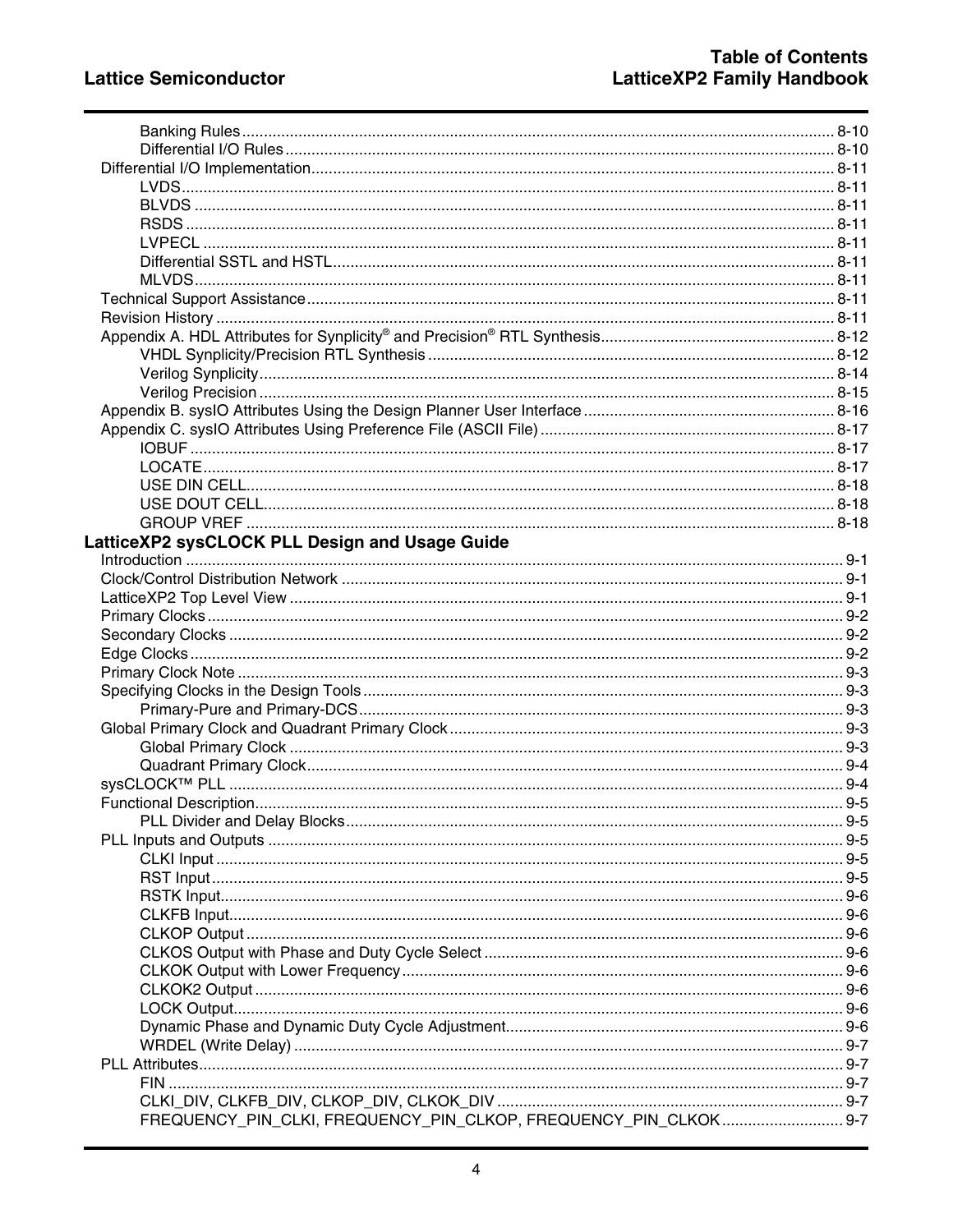Banking Rules ........................................................................................................................... 8-10
Differential I/O Rules ................................................................................................................ 8-10
Differential I/O Implementation........................................................................................................... 8-11
LVDS........................................................................................................................................ 8-11
BLVDS ..................................................................................................................................... 8-11
RSDS ....................................................................................................................................... 8-11
LVPECL ................................................................................................................................... 8-11
Differential SSTL and HSTL..................................................................................................... 8-11
MLVDS..................................................................................................................................... 8-11
Technical Support Assistance............................................................................................................ 8-11
Revision History ................................................................................................................................ 8-11
Appendix A. HDL Attributes for Synplicity® and Precision® RTL Synthesis...................................................... 8-12
VHDL Synplicity/Precision RTL Synthesis ............................................................................... 8-12
Verilog Synplicity...................................................................................................................... 8-14
Verilog Precision ...................................................................................................................... 8-15
Appendix B. sysIO Attributes Using the Design Planner User Interface ............................................ 8-16
Appendix C. sysIO Attributes Using Preference File (ASCII File) ...................................................... 8-17
IOBUF ...................................................................................................................................... 8-17
LOCATE................................................................................................................................... 8-17
USE DIN CELL......................................................................................................................... 8-18
USE DOUT CELL..................................................................................................................... 8-18
GROUP VREF ......................................................................................................................... 8-18

**LatticeXP2 sysCLOCK PLL Design and Usage Guide**

Introduction ........................................................................................................................................ 9-1
Clock/Control Distribution Network ..................................................................................................... 9-1
LatticeXP2 Top Level View ................................................................................................................. 9-1
Primary Clocks ................................................................................................................................... 9-2
Secondary Clocks .............................................................................................................................. 9-2
Edge Clocks ....................................................................................................................................... 9-2
Primary Clock Note ............................................................................................................................. 9-3
Specifying Clocks in the Design Tools ................................................................................................ 9-3
Primary-Pure and Primary-DCS................................................................................................. 9-3
Global Primary Clock and Quadrant Primary Clock ............................................................................ 9-3
Global Primary Clock ................................................................................................................. 9-3
Quadrant Primary Clock............................................................................................................. 9-4
sysCLOCK™ PLL ............................................................................................................................... 9-4
Functional Description......................................................................................................................... 9-5
PLL Divider and Delay Blocks.................................................................................................... 9-5
PLL Inputs and Outputs ...................................................................................................................... 9-5
CLKI Input ................................................................................................................................. 9-5
RST Input .................................................................................................................................. 9-5
RSTK Input................................................................................................................................ 9-6
CLKFB Input.............................................................................................................................. 9-6
CLKOP Output .......................................................................................................................... 9-6
CLKOS Output with Phase and Duty Cycle Select .................................................................... 9-6
CLKOK Output with Lower Frequency ....................................................................................... 9-6
CLKOK2 Output ........................................................................................................................ 9-6
LOCK Output............................................................................................................................. 9-6
Dynamic Phase and Dynamic Duty Cycle Adjustment............................................................... 9-6
WRDEL (Write Delay) ............................................................................................................... 9-7
PLL Attributes..................................................................................................................................... 9-7
FIN ............................................................................................................................................ 9-7
CLKI_DIV, CLKFB_DIV, CLKOP_DIV, CLKOK_DIV ................................................................. 9-7
FREQUENCY_PIN_CLKI, FREQUENCY_PIN_CLKOP, FREQUENCY_PIN_CLKOK ............................ 9-7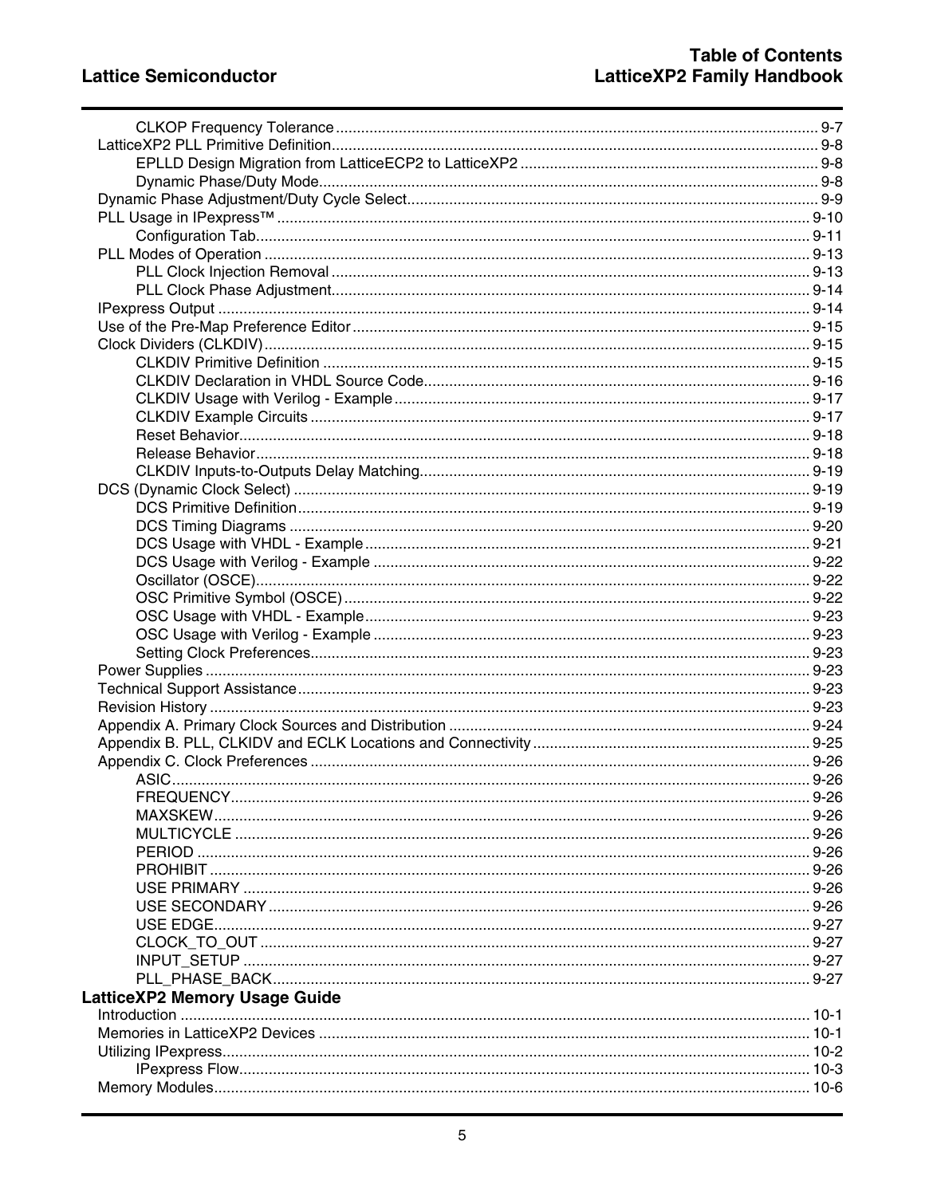- CLKOP Frequency Tolerance ........ 9-7
- LatticeXP2 PLL Primitive Definition ........ 9-8
  - EPLLD Design Migration from LatticeECP2 to LatticeXP2 ........ 9-8
  - Dynamic Phase/Duty Mode ........ 9-8
- Dynamic Phase Adjustment/Duty Cycle Select ........ 9-9
- PLL Usage in IPexpress™ ........ 9-10
  - Configuration Tab ........ 9-11
- PLL Modes of Operation ........ 9-13
  - PLL Clock Injection Removal ........ 9-13
  - PLL Clock Phase Adjustment ........ 9-14
- IPexpress Output ........ 9-14
- Use of the Pre-Map Preference Editor ........ 9-15
- Clock Dividers (CLKDIV) ........ 9-15
  - CLKDIV Primitive Definition ........ 9-15
  - CLKDIV Declaration in VHDL Source Code ........ 9-16
  - CLKDIV Usage with Verilog - Example ........ 9-17
  - CLKDIV Example Circuits ........ 9-17
  - Reset Behavior ........ 9-18
  - Release Behavior ........ 9-18
  - CLKDIV Inputs-to-Outputs Delay Matching ........ 9-19
- DCS (Dynamic Clock Select) ........ 9-19
  - DCS Primitive Definition ........ 9-19
  - DCS Timing Diagrams ........ 9-20
  - DCS Usage with VHDL - Example ........ 9-21
  - DCS Usage with Verilog - Example ........ 9-22
  - Oscillator (OSCE) ........ 9-22
  - OSC Primitive Symbol (OSCE) ........ 9-22
  - OSC Usage with VHDL - Example ........ 9-23
  - OSC Usage with Verilog - Example ........ 9-23
  - Setting Clock Preferences ........ 9-23
- Power Supplies ........ 9-23
- Technical Support Assistance ........ 9-23
- Revision History ........ 9-23
- Appendix A. Primary Clock Sources and Distribution ........ 9-24
- Appendix B. PLL, CLKIDV and ECLK Locations and Connectivity ........ 9-25
- Appendix C. Clock Preferences ........ 9-26
  - ASIC ........ 9-26
  - FREQUENCY ........ 9-26
  - MAXSKEW ........ 9-26
  - MULTICYCLE ........ 9-26
  - PERIOD ........ 9-26
  - PROHIBIT ........ 9-26
  - USE PRIMARY ........ 9-26
  - USE SECONDARY ........ 9-26
  - USE EDGE ........ 9-27
  - CLOCK_TO_OUT ........ 9-27
  - INPUT_SETUP ........ 9-27
  - PLL_PHASE_BACK ........ 9-27

## LatticeXP2 Memory Usage Guide

- Introduction ........ 10-1
- Memories in LatticeXP2 Devices ........ 10-1
- Utilizing IPexpress ........ 10-2
  - IPexpress Flow ........ 10-3
- Memory Modules ........ 10-6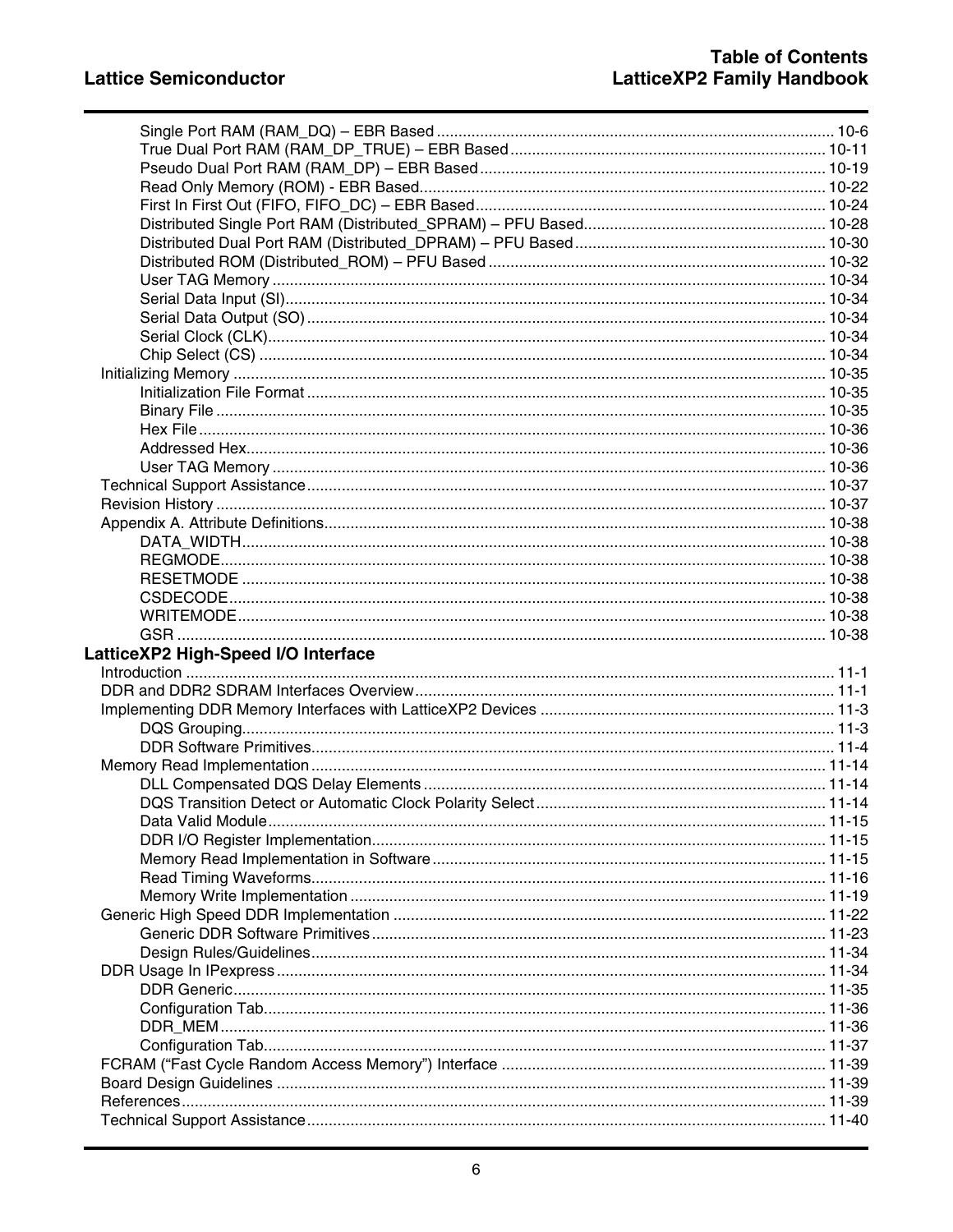Single Port RAM (RAM_DQ) – EBR Based ........................................................................................ 10-6
True Dual Port RAM (RAM_DP_TRUE) – EBR Based ....................................................................... 10-11
Pseudo Dual Port RAM (RAM_DP) – EBR Based ............................................................................. 10-19
Read Only Memory (ROM) - EBR Based........................................................................................... 10-22
First In First Out (FIFO, FIFO_DC) – EBR Based .............................................................................. 10-24
Distributed Single Port RAM (Distributed_SPRAM) – PFU Based...................................................... 10-28
Distributed Dual Port RAM (Distributed_DPRAM) – PFU Based ......................................................... 10-30
Distributed ROM (Distributed_ROM) – PFU Based ............................................................................ 10-32
User TAG Memory ............................................................................................................................ 10-34
Serial Data Input (SI).......................................................................................................................... 10-34
Serial Data Output (SO) ..................................................................................................................... 10-34
Serial Clock (CLK).............................................................................................................................. 10-34
Chip Select (CS) ................................................................................................................................ 10-34
Initializing Memory ...................................................................................................................................... 10-35
Initialization File Format ..................................................................................................................... 10-35
Binary File .......................................................................................................................................... 10-35
Hex File.............................................................................................................................................. 10-36
Addressed Hex................................................................................................................................... 10-36
User TAG Memory ............................................................................................................................ 10-36
Technical Support Assistance..................................................................................................................... 10-37
Revision History .......................................................................................................................................... 10-37
Appendix A. Attribute Definitions................................................................................................................. 10-38
DATA_WIDTH.................................................................................................................................... 10-38
REGMODE......................................................................................................................................... 10-38
RESETMODE .................................................................................................................................... 10-38
CSDECODE....................................................................................................................................... 10-38
WRITEMODE..................................................................................................................................... 10-38
GSR .................................................................................................................................................. 10-38

**LatticeXP2 High-Speed I/O Interface**

Introduction .................................................................................................................................................. 11-1
DDR and DDR2 SDRAM Interfaces Overview.............................................................................................. 11-1
Implementing DDR Memory Interfaces with LatticeXP2 Devices .................................................................. 11-3
DQS Grouping...................................................................................................................................... 11-3
DDR Software Primitives...................................................................................................................... 11-4
Memory Read Implementation ..................................................................................................................... 11-14
DLL Compensated DQS Delay Elements ........................................................................................... 11-14
DQS Transition Detect or Automatic Clock Polarity Select ................................................................. 11-14
Data Valid Module............................................................................................................................... 11-15
DDR I/O Register Implementation....................................................................................................... 11-15
Memory Read Implementation in Software ......................................................................................... 11-15
Read Timing Waveforms..................................................................................................................... 11-16
Memory Write Implementation ............................................................................................................ 11-19
Generic High Speed DDR Implementation .................................................................................................. 11-22
Generic DDR Software Primitives ....................................................................................................... 11-23
Design Rules/Guidelines..................................................................................................................... 11-34
DDR Usage In IPexpress ............................................................................................................................ 11-34
DDR Generic....................................................................................................................................... 11-35
Configuration Tab................................................................................................................................ 11-36
DDR_MEM ......................................................................................................................................... 11-36
Configuration Tab................................................................................................................................ 11-37
FCRAM ("Fast Cycle Random Access Memory") Interface .......................................................................... 11-39
Board Design Guidelines ............................................................................................................................ 11-39
References.................................................................................................................................................. 11-39
Technical Support Assistance...................................................................................................................... 11-40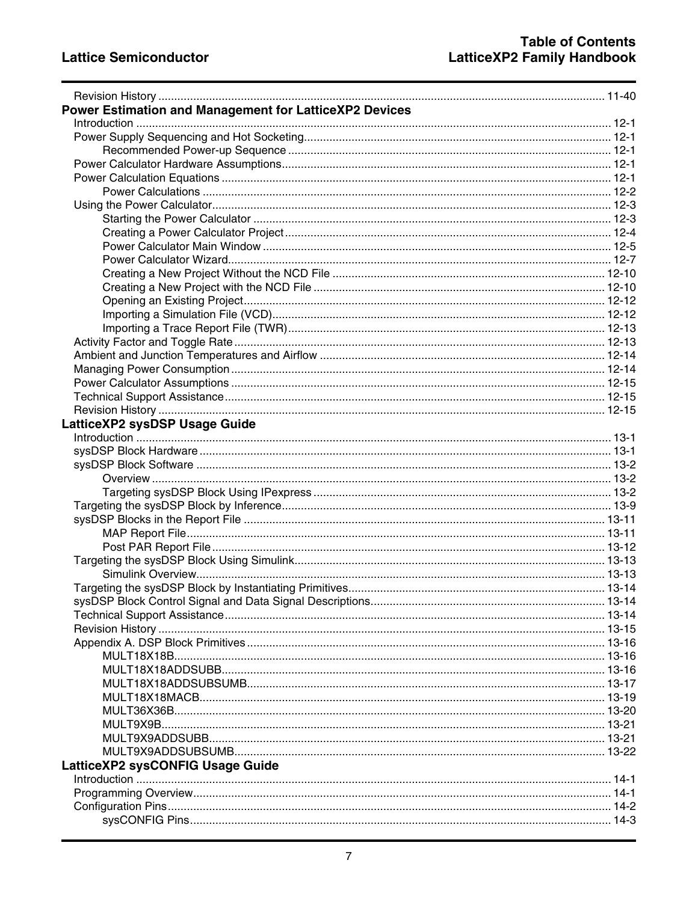Revision History ........................................................................................................................................ 11-40

## Power Estimation and Management for LatticeXP2 Devices

Introduction ................................................................................................................................................ 12-1

Power Supply Sequencing and Hot Socketing............................................................................................ 12-1

    Recommended Power-up Sequence ..................................................................................................... 12-1

Power Calculator Hardware Assumptions.................................................................................................... 12-1

Power Calculation Equations ....................................................................................................................... 12-1

    Power Calculations ................................................................................................................................ 12-2

Using the Power Calculator.......................................................................................................................... 12-3

    Starting the Power Calculator ................................................................................................................ 12-3

    Creating a Power Calculator Project ...................................................................................................... 12-4

    Power Calculator Main Window ............................................................................................................. 12-5

    Power Calculator Wizard........................................................................................................................ 12-7

    Creating a New Project Without the NCD File ...................................................................................... 12-10

    Creating a New Project with the NCD File ............................................................................................ 12-10

    Opening an Existing Project.................................................................................................................. 12-12

    Importing a Simulation File (VCD)......................................................................................................... 12-12

    Importing a Trace Report File (TWR).................................................................................................... 12-13

Activity Factor and Toggle Rate.................................................................................................................. 12-13

Ambient and Junction Temperatures and Airflow ....................................................................................... 12-14

Managing Power Consumption................................................................................................................... 12-14

Power Calculator Assumptions ................................................................................................................... 12-15

Technical Support Assistance..................................................................................................................... 12-15

Revision History .......................................................................................................................................... 12-15

## LatticeXP2 sysDSP Usage Guide

Introduction .................................................................................................................................................. 13-1

sysDSP Block Hardware .............................................................................................................................. 13-1

sysDSP Block Software ............................................................................................................................... 13-2

    Overview ............................................................................................................................................... 13-2

    Targeting sysDSP Block Using IPexpress ............................................................................................. 13-2

Targeting the sysDSP Block by Inference.................................................................................................... 13-9

sysDSP Blocks in the Report File ............................................................................................................... 13-11

    MAP Report File.................................................................................................................................... 13-11

    Post PAR Report File ............................................................................................................................ 13-12

Targeting the sysDSP Block Using Simulink................................................................................................ 13-13

    Simulink Overview................................................................................................................................. 13-13

Targeting the sysDSP Block by Instantiating Primitives............................................................................... 13-14

sysDSP Block Control Signal and Data Signal Descriptions........................................................................ 13-14

Technical Support Assistance..................................................................................................................... 13-14

Revision History .......................................................................................................................................... 13-15

Appendix A. DSP Block Primitives .............................................................................................................. 13-16

    MULT18X18B........................................................................................................................................ 13-16

    MULT18X18ADDSUBB......................................................................................................................... 13-16

    MULT18X18ADDSUBSUMB................................................................................................................. 13-17

    MULT18X18MACB................................................................................................................................ 13-19

    MULT36X36B........................................................................................................................................ 13-20

    MULT9X9B............................................................................................................................................ 13-21

    MULT9X9ADDSUBB............................................................................................................................. 13-21

    MULT9X9ADDSUBSUMB..................................................................................................................... 13-22

## LatticeXP2 sysCONFIG Usage Guide

Introduction .................................................................................................................................................. 14-1

Programming Overview................................................................................................................................ 14-1

Configuration Pins........................................................................................................................................ 14-2

    sysCONFIG Pins.................................................................................................................................... 14-3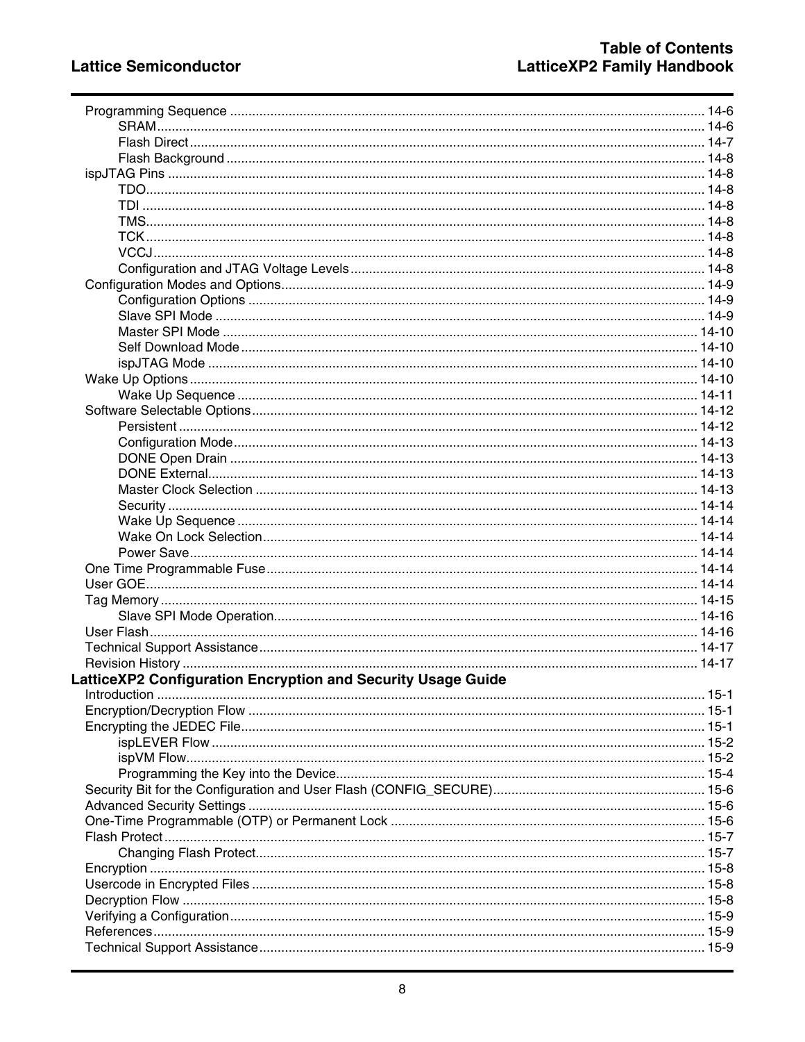Programming Sequence ................................................................................................ 14-6
- SRAM ................................................................................................ 14-6
- Flash Direct ................................................................................................ 14-7
- Flash Background ................................................................................................ 14-8

ispJTAG Pins ................................................................................................ 14-8
- TDO ................................................................................................ 14-8
- TDI ................................................................................................ 14-8
- TMS ................................................................................................ 14-8
- TCK ................................................................................................ 14-8
- VCCJ ................................................................................................ 14-8
- Configuration and JTAG Voltage Levels ................................................................................................ 14-8

Configuration Modes and Options ................................................................................................ 14-9
- Configuration Options ................................................................................................ 14-9
- Slave SPI Mode ................................................................................................ 14-9
- Master SPI Mode ................................................................................................ 14-10
- Self Download Mode ................................................................................................ 14-10
- ispJTAG Mode ................................................................................................ 14-10

Wake Up Options ................................................................................................ 14-10
- Wake Up Sequence ................................................................................................ 14-11

Software Selectable Options ................................................................................................ 14-12
- Persistent ................................................................................................ 14-12
- Configuration Mode ................................................................................................ 14-13
- DONE Open Drain ................................................................................................ 14-13
- DONE External ................................................................................................ 14-13
- Master Clock Selection ................................................................................................ 14-13
- Security ................................................................................................ 14-14
- Wake Up Sequence ................................................................................................ 14-14
- Wake On Lock Selection ................................................................................................ 14-14
- Power Save ................................................................................................ 14-14

One Time Programmable Fuse ................................................................................................ 14-14

User GOE ................................................................................................ 14-14

Tag Memory ................................................................................................ 14-15
- Slave SPI Mode Operation ................................................................................................ 14-16

User Flash ................................................................................................ 14-16

Technical Support Assistance ................................................................................................ 14-17

Revision History ................................................................................................ 14-17

## LatticeXP2 Configuration Encryption and Security Usage Guide

Introduction ................................................................................................ 15-1

Encryption/Decryption Flow ................................................................................................ 15-1

Encrypting the JEDEC File ................................................................................................ 15-1
- ispLEVER Flow ................................................................................................ 15-2
- ispVM Flow ................................................................................................ 15-2
- Programming the Key into the Device ................................................................................................ 15-4

Security Bit for the Configuration and User Flash (CONFIG_SECURE) ................................................................................................ 15-6

Advanced Security Settings ................................................................................................ 15-6

One-Time Programmable (OTP) or Permanent Lock ................................................................................................ 15-6

Flash Protect ................................................................................................ 15-7
- Changing Flash Protect ................................................................................................ 15-7

Encryption ................................................................................................ 15-8

Usercode in Encrypted Files ................................................................................................ 15-8

Decryption Flow ................................................................................................ 15-8

Verifying a Configuration ................................................................................................ 15-9

References ................................................................................................ 15-9

Technical Support Assistance ................................................................................................ 15-9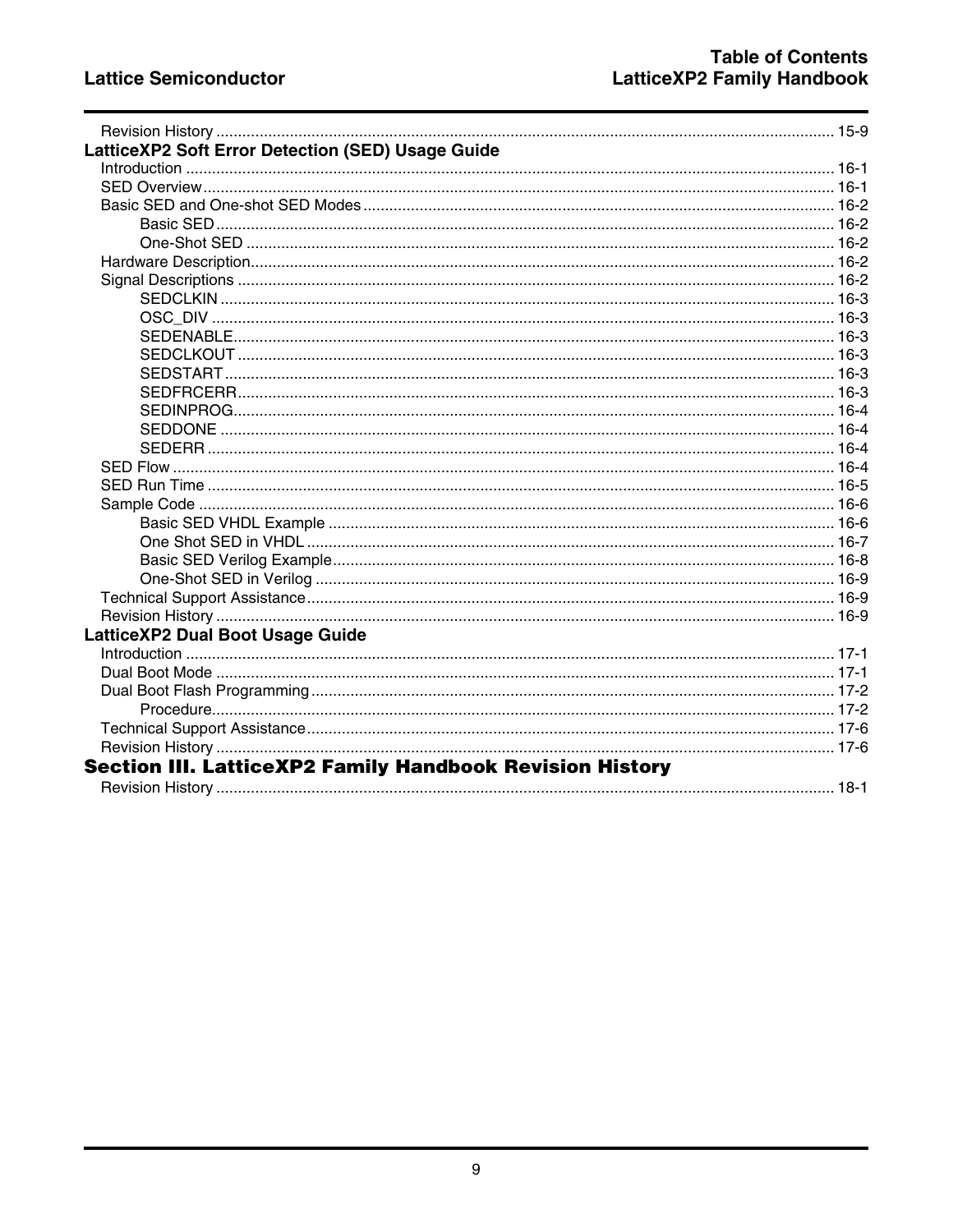Revision History ............................................................................................................................................ 15-9

**LatticeXP2 Soft Error Detection (SED) Usage Guide**

Introduction .................................................................................................................................................. 16-1
SED Overview ............................................................................................................................................... 16-1
Basic SED and One-shot SED Modes ........................................................................................................... 16-2
    Basic SED ............................................................................................................................................... 16-2
    One-Shot SED ......................................................................................................................................... 16-2
Hardware Description .................................................................................................................................... 16-2
Signal Descriptions ........................................................................................................................................ 16-2
    SEDCLKIN ............................................................................................................................................... 16-3
    OSC_DIV ................................................................................................................................................. 16-3
    SEDENABLE ............................................................................................................................................ 16-3
    SEDCLKOUT ........................................................................................................................................... 16-3
    SEDSTART .............................................................................................................................................. 16-3
    SEDFRCERR ........................................................................................................................................... 16-3
    SEDINPROG ............................................................................................................................................ 16-4
    SEDDONE ............................................................................................................................................... 16-4
    SEDERR .................................................................................................................................................. 16-4
SED Flow ...................................................................................................................................................... 16-4
SED Run Time ............................................................................................................................................... 16-5
Sample Code ................................................................................................................................................. 16-6
    Basic SED VHDL Example ...................................................................................................................... 16-6
    One Shot SED in VHDL ........................................................................................................................... 16-7
    Basic SED Verilog Example ..................................................................................................................... 16-8
    One-Shot SED in Verilog ......................................................................................................................... 16-9
Technical Support Assistance ....................................................................................................................... 16-9
Revision History ............................................................................................................................................ 16-9

**LatticeXP2 Dual Boot Usage Guide**

Introduction .................................................................................................................................................. 17-1
Dual Boot Mode ............................................................................................................................................. 17-1
Dual Boot Flash Programming ...................................................................................................................... 17-2
    Procedure ................................................................................................................................................ 17-2
Technical Support Assistance ....................................................................................................................... 17-6
Revision History ............................................................................................................................................ 17-6

## Section III. LatticeXP2 Family Handbook Revision History

Revision History ............................................................................................................................................ 18-1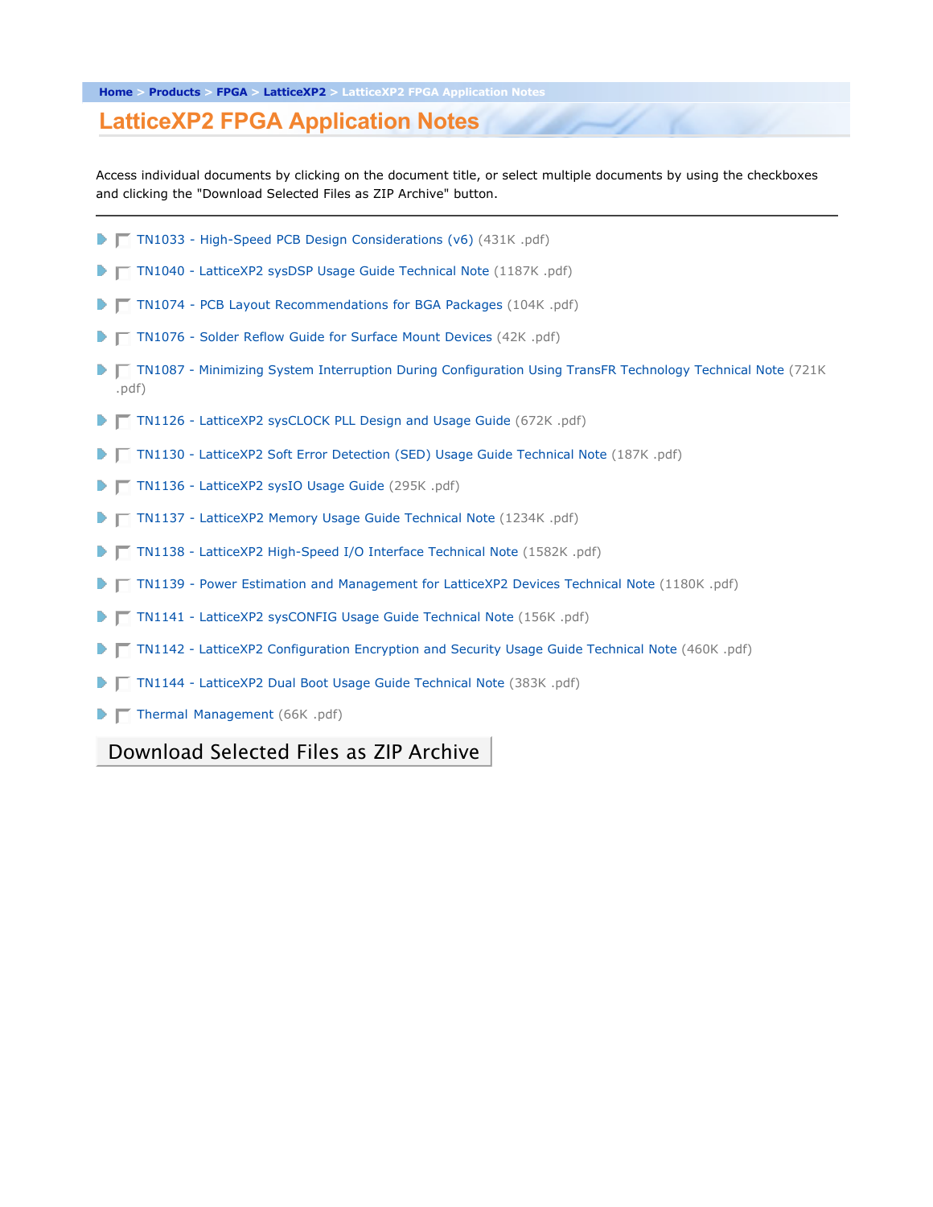Home > Products > FPGA > LatticeXP2 > LatticeXP2 FPGA Application Notes

# LatticeXP2 FPGA Application Notes

Access individual documents by clicking on the document title, or select multiple documents by using the checkboxes and clicking the "Download Selected Files as ZIP Archive" button.

---

- TN1033 - High-Speed PCB Design Considerations (v6) (431K .pdf)
- TN1040 - LatticeXP2 sysDSP Usage Guide Technical Note (1187K .pdf)
- TN1074 - PCB Layout Recommendations for BGA Packages (104K .pdf)
- TN1076 - Solder Reflow Guide for Surface Mount Devices (42K .pdf)
- TN1087 - Minimizing System Interruption During Configuration Using TransFR Technology Technical Note (721K .pdf)
- TN1126 - LatticeXP2 sysCLOCK PLL Design and Usage Guide (672K .pdf)
- TN1130 - LatticeXP2 Soft Error Detection (SED) Usage Guide Technical Note (187K .pdf)
- TN1136 - LatticeXP2 sysIO Usage Guide (295K .pdf)
- TN1137 - LatticeXP2 Memory Usage Guide Technical Note (1234K .pdf)
- TN1138 - LatticeXP2 High-Speed I/O Interface Technical Note (1582K .pdf)
- TN1139 - Power Estimation and Management for LatticeXP2 Devices Technical Note (1180K .pdf)
- TN1141 - LatticeXP2 sysCONFIG Usage Guide Technical Note (156K .pdf)
- TN1142 - LatticeXP2 Configuration Encryption and Security Usage Guide Technical Note (460K .pdf)
- TN1144 - LatticeXP2 Dual Boot Usage Guide Technical Note (383K .pdf)
- Thermal Management (66K .pdf)

Download Selected Files as ZIP Archive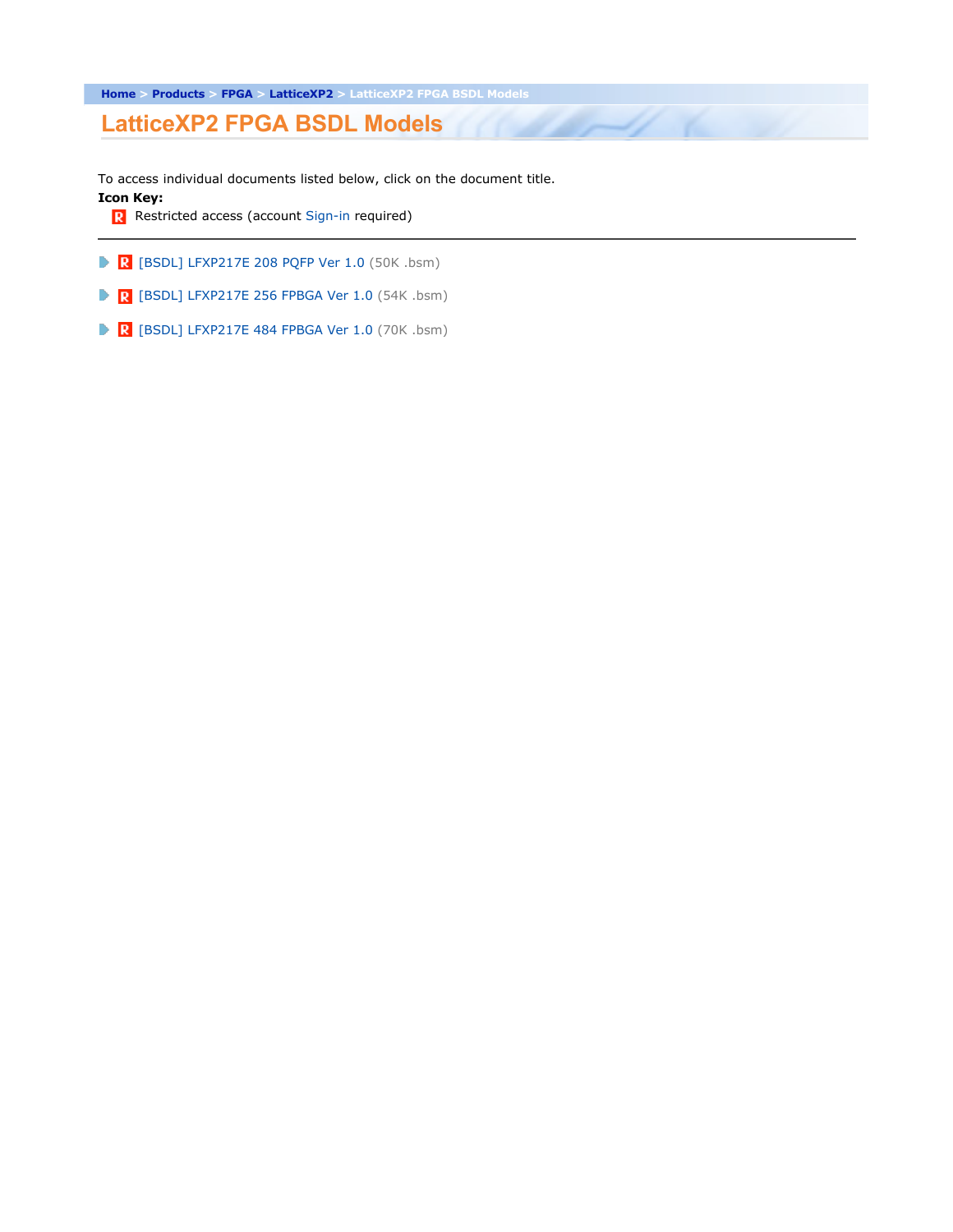Home > Products > FPGA > LatticeXP2 > LatticeXP2 FPGA BSDL Models

# LatticeXP2 FPGA BSDL Models

To access individual documents listed below, click on the document title.

**Icon Key:**

R Restricted access (account Sign-in required)

---

- R [BSDL] LFXP217E 208 PQFP Ver 1.0 (50K .bsm)
- R [BSDL] LFXP217E 256 FPBGA Ver 1.0 (54K .bsm)
- R [BSDL] LFXP217E 484 FPBGA Ver 1.0 (70K .bsm)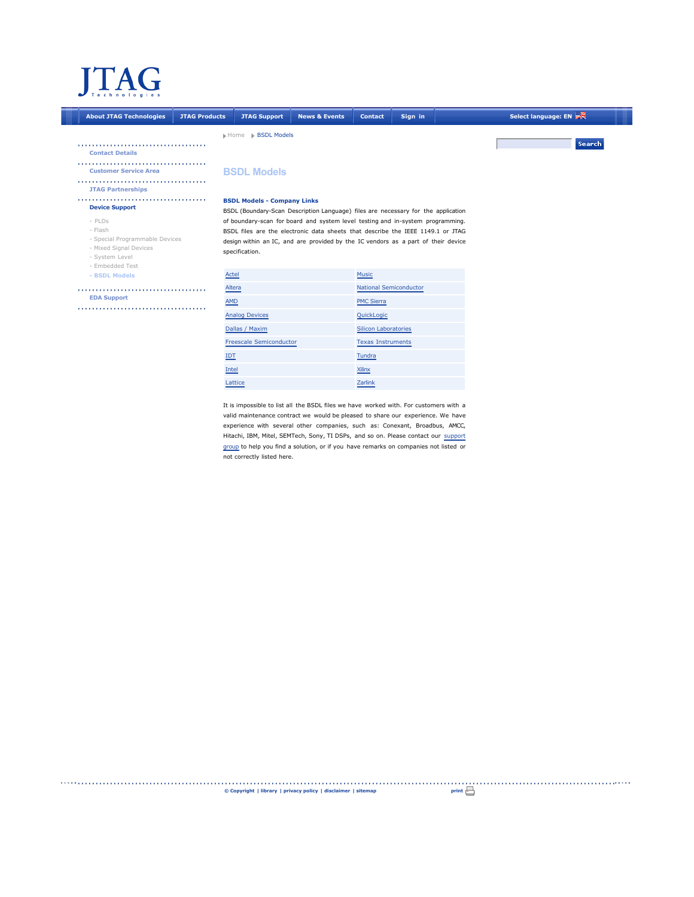JTAG Technologies

About JTAG Technologies | JTAG Products | JTAG Support | News & Events | Contact | Sign in | Select language: EN

Home > BSDL Models

Search

- Contact Details
- Customer Service Area
- JTAG Partnerships
- **Device Support**
  - PLDs
  - Flash
  - Special Programmable Devices
  - Mixed Signal Devices
  - System Level
  - Embedded Test
  - BSDL Models
- EDA Support

# BSDL Models

### BSDL Models - Company Links

BSDL (Boundary-Scan Description Language) files are necessary for the application of boundary-scan for board and system level testing and in-system programming. BSDL files are the electronic data sheets that describe the IEEE 1149.1 or JTAG design within an IC, and are provided by the IC vendors as a part of their device specification.

| | |
|---|---|
| Actel | Music |
| Altera | National Semiconductor |
| AMD | PMC Sierra |
| Analog Devices | QuickLogic |
| Dallas / Maxim | Silicon Laboratories |
| Freescale Semiconductor | Texas Instruments |
| IDT | Tundra |
| Intel | Xilinx |
| Lattice | Zarlink |

It is impossible to list all the BSDL files we have worked with. For customers with a valid maintenance contract we would be pleased to share our experience. We have experience with several other companies, such as: Conexant, Broadbus, AMCC, Hitachi, IBM, Mitel, SEMTech, Sony, TI DSPs, and so on. Please contact our support group to help you find a solution, or if you have remarks on companies not listed or not correctly listed here.

© Copyright | library | privacy policy | disclaimer | sitemap    print